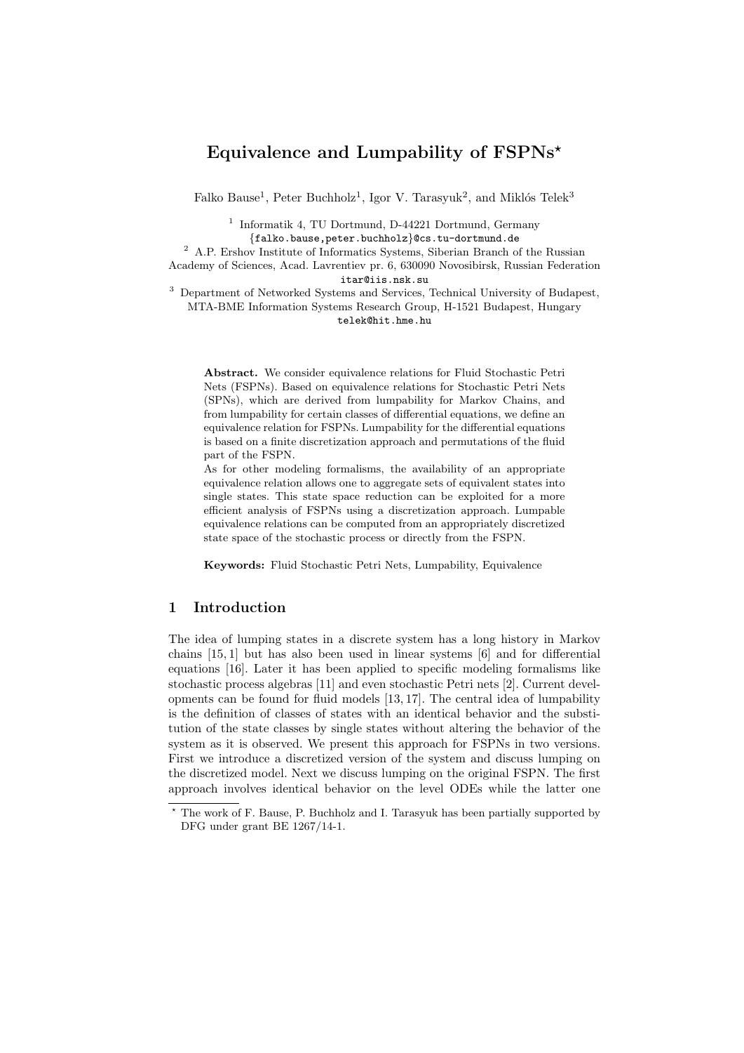# Equivalence and Lumpability of FSPNs*

Falko Bause[1], Peter Buchholz[1], Igor V. Tarasyuk[2], and Miklós Telek[3]

[1] Informatik 4, TU Dortmund, D-44221 Dortmund, Germany
{falko.bause,peter.buchholz}@cs.tu-dortmund.de

[2] A.P. Ershov Institute of Informatics Systems, Siberian Branch of the Russian Academy of Sciences, Acad. Lavrentiev pr. 6, 630090 Novosibirsk, Russian Federation
itar@iis.nsk.su

[3] Department of Networked Systems and Services, Technical University of Budapest, MTA-BME Information Systems Research Group, H-1521 Budapest, Hungary
telek@hit.hme.hu

**Abstract.** We consider equivalence relations for Fluid Stochastic Petri Nets (FSPNs). Based on equivalence relations for Stochastic Petri Nets (SPNs), which are derived from lumpability for Markov Chains, and from lumpability for certain classes of differential equations, we define an equivalence relation for FSPNs. Lumpability for the differential equations is based on a finite discretization approach and permutations of the fluid part of the FSPN.

As for other modeling formalisms, the availability of an appropriate equivalence relation allows one to aggregate sets of equivalent states into single states. This state space reduction can be exploited for a more efficient analysis of FSPNs using a discretization approach. Lumpable equivalence relations can be computed from an appropriately discretized state space of the stochastic process or directly from the FSPN.

**Keywords:** Fluid Stochastic Petri Nets, Lumpability, Equivalence

## 1 Introduction

The idea of lumping states in a discrete system has a long history in Markov chains [15, 1] but has also been used in linear systems [6] and for differential equations [16]. Later it has been applied to specific modeling formalisms like stochastic process algebras [11] and even stochastic Petri nets [2]. Current developments can be found for fluid models [13, 17]. The central idea of lumpability is the definition of classes of states with an identical behavior and the substitution of the state classes by single states without altering the behavior of the system as it is observed. We present this approach for FSPNs in two versions. First we introduce a discretized version of the system and discuss lumping on the discretized model. Next we discuss lumping on the original FSPN. The first approach involves identical behavior on the level ODEs while the latter one

* The work of F. Bause, P. Buchholz and I. Tarasyuk has been partially supported by DFG under grant BE 1267/14-1.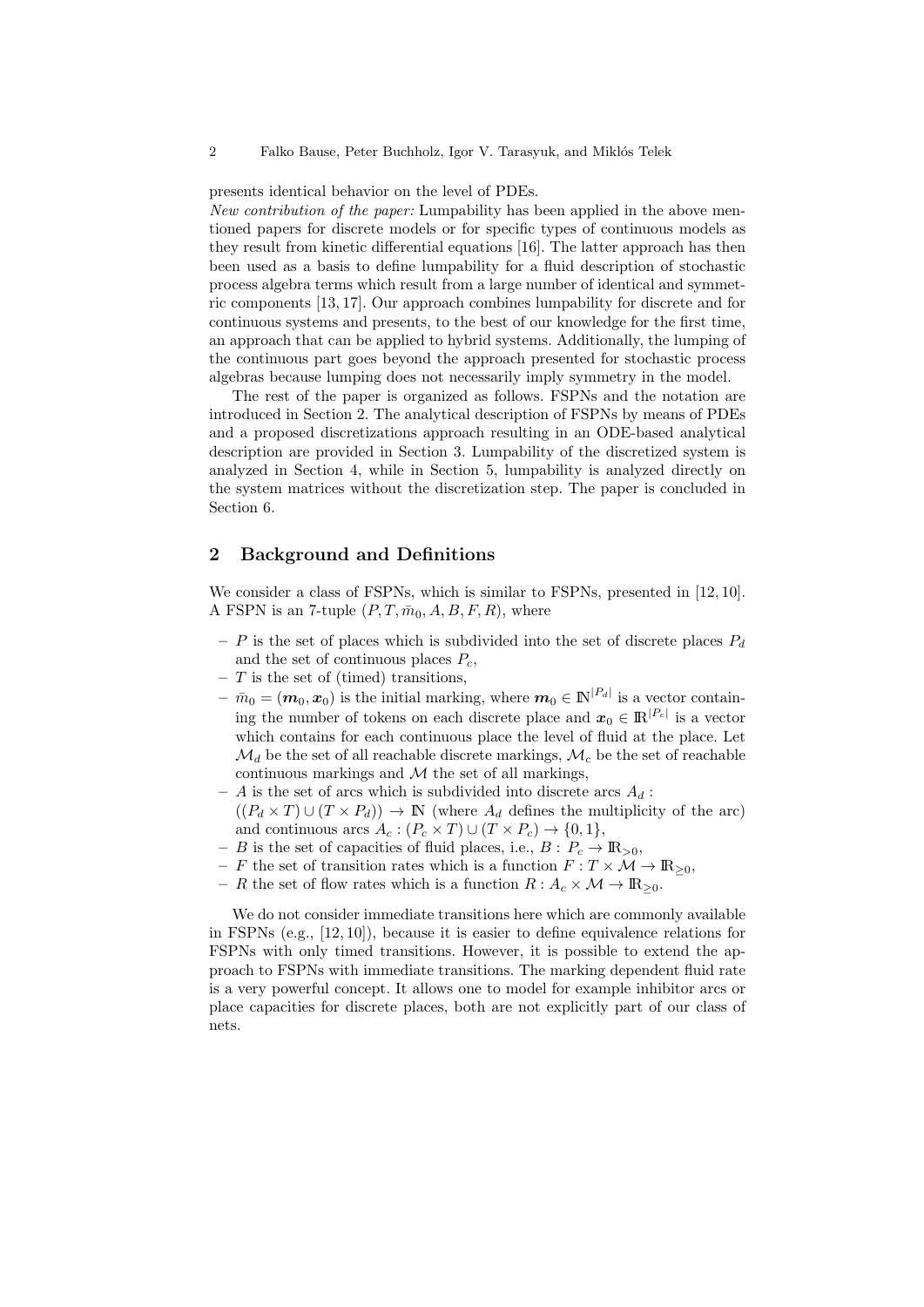presents identical behavior on the level of PDEs.

*New contribution of the paper:* Lumpability has been applied in the above mentioned papers for discrete models or for specific types of continuous models as they result from kinetic differential equations [16]. The latter approach has then been used as a basis to define lumpability for a fluid description of stochastic process algebra terms which result from a large number of identical and symmetric components [13, 17]. Our approach combines lumpability for discrete and for continuous systems and presents, to the best of our knowledge for the first time, an approach that can be applied to hybrid systems. Additionally, the lumping of the continuous part goes beyond the approach presented for stochastic process algebras because lumping does not necessarily imply symmetry in the model.

The rest of the paper is organized as follows. FSPNs and the notation are introduced in Section 2. The analytical description of FSPNs by means of PDEs and a proposed discretizations approach resulting in an ODE-based analytical description are provided in Section 3. Lumpability of the discretized system is analyzed in Section 4, while in Section 5, lumpability is analyzed directly on the system matrices without the discretization step. The paper is concluded in Section 6.

## 2 Background and Definitions

We consider a class of FSPNs, which is similar to FSPNs, presented in [12, 10]. A FSPN is an 7-tuple $(P, T, \bar{m}_0, A, B, F, R)$, where

- $P$ is the set of places which is subdivided into the set of discrete places $P_d$ and the set of continuous places $P_c$,
- $T$ is the set of (timed) transitions,
- $\bar{m}_0 = (\boldsymbol{m}_0, \boldsymbol{x}_0)$ is the initial marking, where $\boldsymbol{m}_0 \in \mathbb{N}^{|P_d|}$ is a vector containing the number of tokens on each discrete place and $\boldsymbol{x}_0 \in \mathbb{R}^{|P_c|}$ is a vector which contains for each continuous place the level of fluid at the place. Let $\mathcal{M}_d$ be the set of all reachable discrete markings, $\mathcal{M}_c$ be the set of reachable continuous markings and $\mathcal{M}$ the set of all markings,
- $A$ is the set of arcs which is subdivided into discrete arcs $A_d$ : $((P_d \times T) \cup (T \times P_d)) \rightarrow \mathbb{N}$ (where $A_d$ defines the multiplicity of the arc) and continuous arcs $A_c : (P_c \times T) \cup (T \times P_c) \rightarrow \{0, 1\}$,
- $B$ is the set of capacities of fluid places, i.e., $B : P_c \rightarrow \mathbb{R}_{>0}$,
- $F$ the set of transition rates which is a function $F : T \times \mathcal{M} \rightarrow \mathbb{R}_{\geq 0}$,
- $R$ the set of flow rates which is a function $R : A_c \times \mathcal{M} \rightarrow \mathbb{R}_{\geq 0}$.

We do not consider immediate transitions here which are commonly available in FSPNs (e.g., [12, 10]), because it is easier to define equivalence relations for FSPNs with only timed transitions. However, it is possible to extend the approach to FSPNs with immediate transitions. The marking dependent fluid rate is a very powerful concept. It allows one to model for example inhibitor arcs or place capacities for discrete places, both are not explicitly part of our class of nets.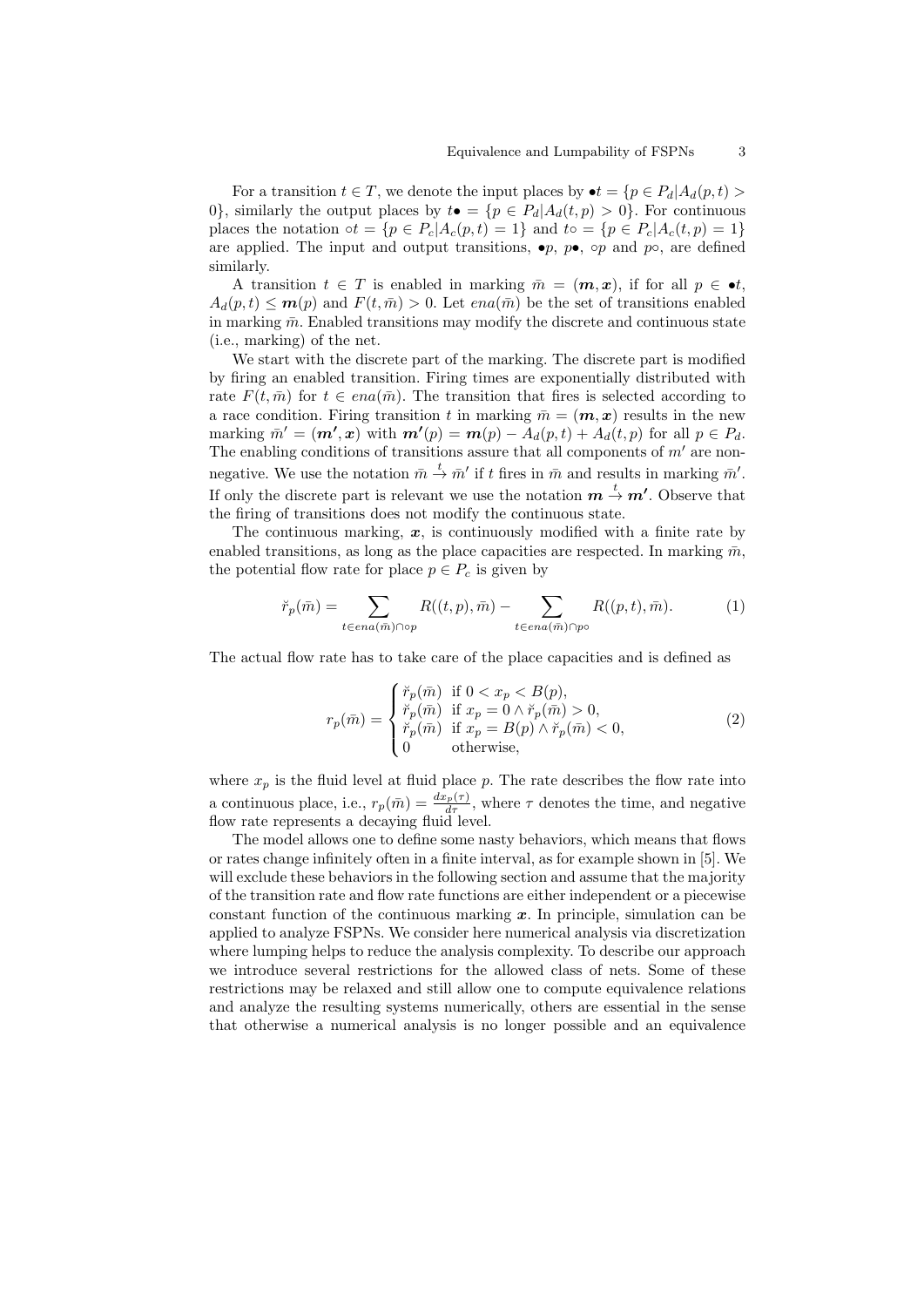For a transition $t \in T$, we denote the input places by $\bullet t = \{p \in P_d | A_d(p,t) > 0\}$, similarly the output places by $t\bullet = \{p \in P_d | A_d(t,p) > 0\}$. For continuous places the notation $\circ t = \{p \in P_c | A_c(p,t) = 1\}$ and $t\circ = \{p \in P_c | A_c(t,p) = 1\}$ are applied. The input and output transitions, $\bullet p$, $p\bullet$, $\circ p$ and $p\circ$, are defined similarly.

A transition $t \in T$ is enabled in marking $\bar{m} = (\boldsymbol{m}, \boldsymbol{x})$, if for all $p \in \bullet t$, $A_d(p,t) \leq \boldsymbol{m}(p)$ and $F(t, \bar{m}) > 0$. Let $ena(\bar{m})$ be the set of transitions enabled in marking $\bar{m}$. Enabled transitions may modify the discrete and continuous state (i.e., marking) of the net.

We start with the discrete part of the marking. The discrete part is modified by firing an enabled transition. Firing times are exponentially distributed with rate $F(t, \bar{m})$ for $t \in ena(\bar{m})$. The transition that fires is selected according to a race condition. Firing transition $t$ in marking $\bar{m} = (\boldsymbol{m}, \boldsymbol{x})$ results in the new marking $\bar{m}' = (\boldsymbol{m'}, \boldsymbol{x})$ with $\boldsymbol{m'}(p) = \boldsymbol{m}(p) - A_d(p,t) + A_d(t,p)$ for all $p \in P_d$. The enabling conditions of transitions assure that all components of $m'$ are non-negative. We use the notation $\bar{m} \xrightarrow{t} \bar{m}'$ if $t$ fires in $\bar{m}$ and results in marking $\bar{m}'$. If only the discrete part is relevant we use the notation $\boldsymbol{m} \xrightarrow{t} \boldsymbol{m'}$. Observe that the firing of transitions does not modify the continuous state.

The continuous marking, $\boldsymbol{x}$, is continuously modified with a finite rate by enabled transitions, as long as the place capacities are respected. In marking $\bar{m}$, the potential flow rate for place $p \in P_c$ is given by

$$\check{r}_p(\bar{m}) = \sum_{t \in ena(\bar{m}) \cap \circ p} R((t,p), \bar{m}) - \sum_{t \in ena(\bar{m}) \cap p\circ} R((p,t), \bar{m}). \tag{1}$$

The actual flow rate has to take care of the place capacities and is defined as

$$r_p(\bar{m}) = \begin{cases} \check{r}_p(\bar{m}) & \text{if } 0 < x_p < B(p), \\ \check{r}_p(\bar{m}) & \text{if } x_p = 0 \wedge \check{r}_p(\bar{m}) > 0, \\ \check{r}_p(\bar{m}) & \text{if } x_p = B(p) \wedge \check{r}_p(\bar{m}) < 0, \\ 0 & \text{otherwise,} \end{cases} \tag{2}$$

where $x_p$ is the fluid level at fluid place $p$. The rate describes the flow rate into a continuous place, i.e., $r_p(\bar{m}) = \frac{dx_p(\tau)}{d\tau}$, where $\tau$ denotes the time, and negative flow rate represents a decaying fluid level.

The model allows one to define some nasty behaviors, which means that flows or rates change infinitely often in a finite interval, as for example shown in [5]. We will exclude these behaviors in the following section and assume that the majority of the transition rate and flow rate functions are either independent or a piecewise constant function of the continuous marking $\boldsymbol{x}$. In principle, simulation can be applied to analyze FSPNs. We consider here numerical analysis via discretization where lumping helps to reduce the analysis complexity. To describe our approach we introduce several restrictions for the allowed class of nets. Some of these restrictions may be relaxed and still allow one to compute equivalence relations and analyze the resulting systems numerically, others are essential in the sense that otherwise a numerical analysis is no longer possible and an equivalence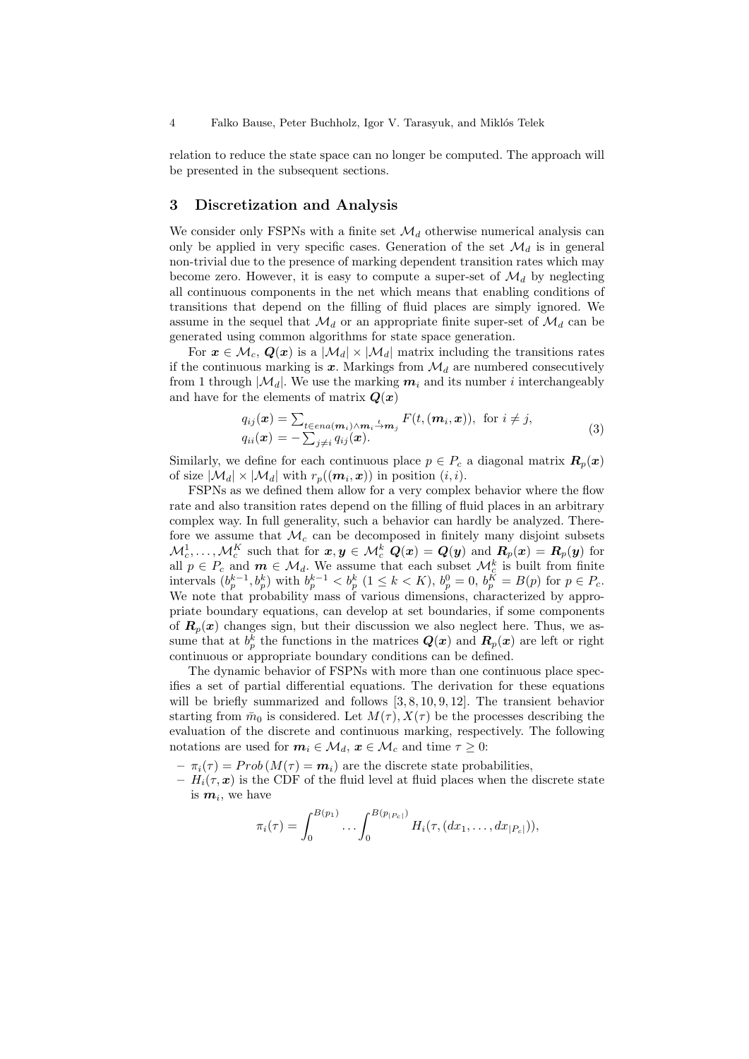relation to reduce the state space can no longer be computed. The approach will be presented in the subsequent sections.

## 3 Discretization and Analysis

We consider only FSPNs with a finite set $\mathcal{M}_d$ otherwise numerical analysis can only be applied in very specific cases. Generation of the set $\mathcal{M}_d$ is in general non-trivial due to the presence of marking dependent transition rates which may become zero. However, it is easy to compute a super-set of $\mathcal{M}_d$ by neglecting all continuous components in the net which means that enabling conditions of transitions that depend on the filling of fluid places are simply ignored. We assume in the sequel that $\mathcal{M}_d$ or an appropriate finite super-set of $\mathcal{M}_d$ can be generated using common algorithms for state space generation.

For $\boldsymbol{x} \in \mathcal{M}_c$, $\boldsymbol{Q}(\boldsymbol{x})$ is a $|\mathcal{M}_d| \times |\mathcal{M}_d|$ matrix including the transitions rates if the continuous marking is $\boldsymbol{x}$. Markings from $\mathcal{M}_d$ are numbered consecutively from 1 through $|\mathcal{M}_d|$. We use the marking $\boldsymbol{m}_i$ and its number $i$ interchangeably and have for the elements of matrix $\boldsymbol{Q}(\boldsymbol{x})$

$$
\begin{array}{l}
q_{ij}(\boldsymbol{x}) = \sum_{t \in ena(\boldsymbol{m}_i) \wedge \boldsymbol{m}_i \xrightarrow{t} \boldsymbol{m}_j} F(t, (\boldsymbol{m}_i, \boldsymbol{x})), \text{ for } i \neq j, \\
q_{ii}(\boldsymbol{x}) = -\sum_{j \neq i} q_{ij}(\boldsymbol{x}).
\end{array}
\tag{3}
$$

Similarly, we define for each continuous place $p \in P_c$ a diagonal matrix $\boldsymbol{R}_p(\boldsymbol{x})$ of size $|\mathcal{M}_d| \times |\mathcal{M}_d|$ with $r_p((\boldsymbol{m}_i, \boldsymbol{x}))$ in position $(i, i)$.

FSPNs as we defined them allow for a very complex behavior where the flow rate and also transition rates depend on the filling of fluid places in an arbitrary complex way. In full generality, such a behavior can hardly be analyzed. Therefore we assume that $\mathcal{M}_c$ can be decomposed in finitely many disjoint subsets $\mathcal{M}_c^1, \ldots, \mathcal{M}_c^K$ such that for $\boldsymbol{x}, \boldsymbol{y} \in \mathcal{M}_c^k$ $\boldsymbol{Q}(\boldsymbol{x}) = \boldsymbol{Q}(\boldsymbol{y})$ and $\boldsymbol{R}_p(\boldsymbol{x}) = \boldsymbol{R}_p(\boldsymbol{y})$ for all $p \in P_c$ and $\boldsymbol{m} \in \mathcal{M}_d$. We assume that each subset $\mathcal{M}_c^k$ is built from finite intervals $(b_p^{k-1}, b_p^k)$ with $b_p^{k-1} < b_p^k$ $(1 \leq k < K)$, $b_p^0 = 0$, $b_p^K = B(p)$ for $p \in P_c$. We note that probability mass of various dimensions, characterized by appropriate boundary equations, can develop at set boundaries, if some components of $\boldsymbol{R}_p(\boldsymbol{x})$ changes sign, but their discussion we also neglect here. Thus, we assume that at $b_p^k$ the functions in the matrices $\boldsymbol{Q}(\boldsymbol{x})$ and $\boldsymbol{R}_p(\boldsymbol{x})$ are left or right continuous or appropriate boundary conditions can be defined.

The dynamic behavior of FSPNs with more than one continuous place specifies a set of partial differential equations. The derivation for these equations will be briefly summarized and follows [3, 8, 10, 9, 12]. The transient behavior starting from $\bar{m}_0$ is considered. Let $M(\tau), X(\tau)$ be the processes describing the evaluation of the discrete and continuous marking, respectively. The following notations are used for $\boldsymbol{m}_i \in \mathcal{M}_d$, $\boldsymbol{x} \in \mathcal{M}_c$ and time $\tau \geq 0$:

- $\pi_i(\tau) = Prob\,(M(\tau) = \boldsymbol{m}_i)$ are the discrete state probabilities,
- $H_i(\tau, \boldsymbol{x})$ is the CDF of the fluid level at fluid places when the discrete state is $\boldsymbol{m}_i$, we have

$$
\pi_i(\tau) = \int_0^{B(p_1)} \ldots \int_0^{B(p_{|P_c|})} H_i(\tau, (dx_1, \ldots, dx_{|P_c|})),
$$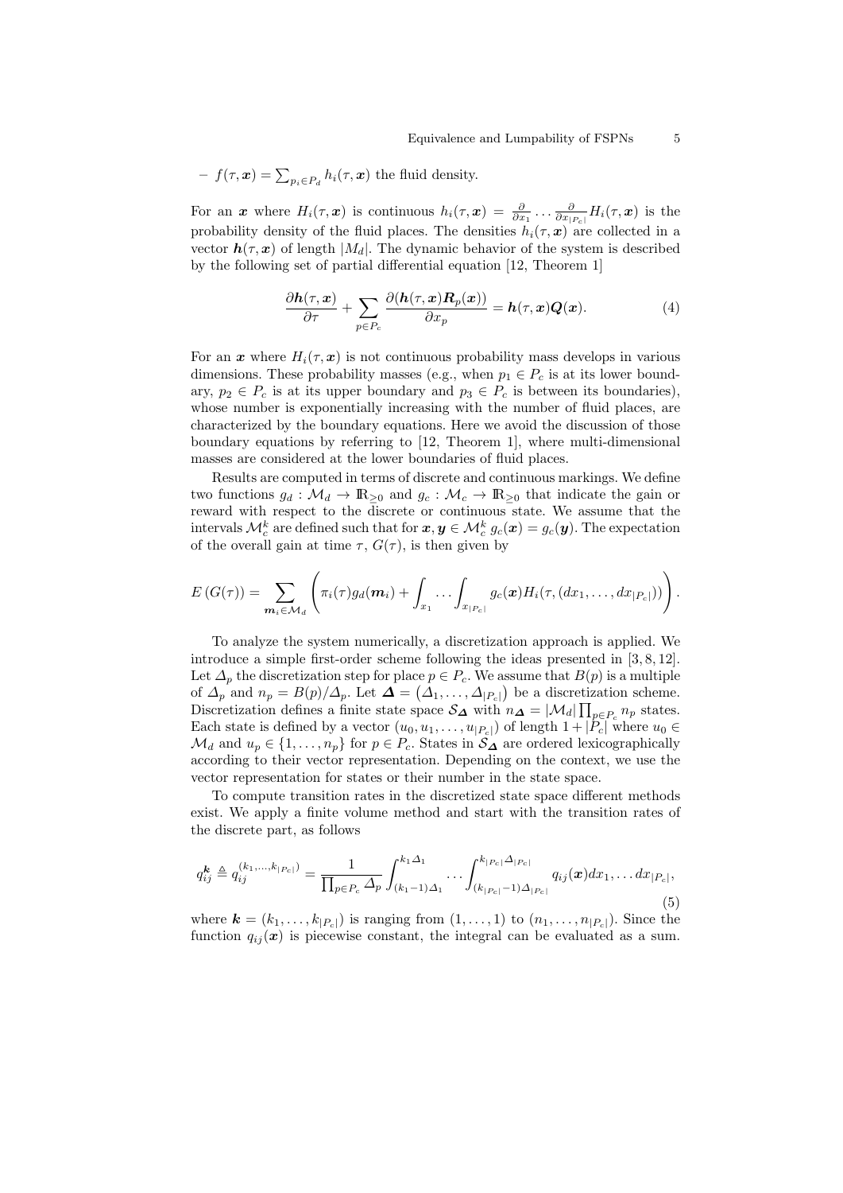– $f(\tau, \boldsymbol{x}) = \sum_{p_i \in P_d} h_i(\tau, \boldsymbol{x})$ the fluid density.

For an $\boldsymbol{x}$ where $H_i(\tau, \boldsymbol{x})$ is continuous $h_i(\tau, \boldsymbol{x}) = \frac{\partial}{\partial x_1} \ldots \frac{\partial}{\partial x_{|P_c|}} H_i(\tau, \boldsymbol{x})$ is the probability density of the fluid places. The densities $h_i(\tau, \boldsymbol{x})$ are collected in a vector $\boldsymbol{h}(\tau, \boldsymbol{x})$ of length $|M_d|$. The dynamic behavior of the system is described by the following set of partial differential equation [12, Theorem 1]

$$\frac{\partial \boldsymbol{h}(\tau, \boldsymbol{x})}{\partial \tau} + \sum_{p \in P_c} \frac{\partial (\boldsymbol{h}(\tau, \boldsymbol{x}) \boldsymbol{R}_p(\boldsymbol{x}))}{\partial x_p} = \boldsymbol{h}(\tau, \boldsymbol{x}) \boldsymbol{Q}(\boldsymbol{x}). \tag{4}$$

For an $\boldsymbol{x}$ where $H_i(\tau, \boldsymbol{x})$ is not continuous probability mass develops in various dimensions. These probability masses (e.g., when $p_1 \in P_c$ is at its lower boundary, $p_2 \in P_c$ is at its upper boundary and $p_3 \in P_c$ is between its boundaries), whose number is exponentially increasing with the number of fluid places, are characterized by the boundary equations. Here we avoid the discussion of those boundary equations by referring to [12, Theorem 1], where multi-dimensional masses are considered at the lower boundaries of fluid places.

Results are computed in terms of discrete and continuous markings. We define two functions $g_d : \mathcal{M}_d \to \mathbb{R}_{\geq 0}$ and $g_c : \mathcal{M}_c \to \mathbb{R}_{\geq 0}$ that indicate the gain or reward with respect to the discrete or continuous state. We assume that the intervals $\mathcal{M}_c^k$ are defined such that for $\boldsymbol{x}, \boldsymbol{y} \in \mathcal{M}_c^k$ $g_c(\boldsymbol{x}) = g_c(\boldsymbol{y})$. The expectation of the overall gain at time $\tau$, $G(\tau)$, is then given by

$$E\left(G(\tau)\right) = \sum_{\boldsymbol{m}_i \in \mathcal{M}_d} \left( \pi_i(\tau) g_d(\boldsymbol{m}_i) + \int_{x_1} \ldots \int_{x_{|P_c|}} g_c(\boldsymbol{x}) H_i(\tau, (dx_1, \ldots, dx_{|P_c|})) \right).$$

To analyze the system numerically, a discretization approach is applied. We introduce a simple first-order scheme following the ideas presented in [3, 8, 12]. Let $\Delta_p$ the discretization step for place $p \in P_c$. We assume that $B(p)$ is a multiple of $\Delta_p$ and $n_p = B(p)/\Delta_p$. Let $\boldsymbol{\Delta} = \left(\Delta_1, \ldots, \Delta_{|P_c|}\right)$ be a discretization scheme. Discretization defines a finite state space $\mathcal{S}_{\boldsymbol{\Delta}}$ with $n_{\boldsymbol{\Delta}} = |\mathcal{M}_d| \prod_{p \in P_c} n_p$ states. Each state is defined by a vector $(u_0, u_1, \ldots, u_{|P_c|})$ of length $1 + |P_c|$ where $u_0 \in \mathcal{M}_d$ and $u_p \in \{1, \ldots, n_p\}$ for $p \in P_c$. States in $\mathcal{S}_{\boldsymbol{\Delta}}$ are ordered lexicographically according to their vector representation. Depending on the context, we use the vector representation for states or their number in the state space.

To compute transition rates in the discretized state space different methods exist. We apply a finite volume method and start with the transition rates of the discrete part, as follows

$$q_{ij}^{\boldsymbol{k}} \triangleq q_{ij}^{(k_1, \ldots, k_{|P_c|})} = \frac{1}{\prod_{p \in P_c} \Delta_p} \int_{(k_1 - 1)\Delta_1}^{k_1 \Delta_1} \ldots \int_{(k_{|P_c|} - 1)\Delta_{|P_c|}}^{k_{|P_c|} \Delta_{|P_c|}} q_{ij}(\boldsymbol{x}) dx_1, \ldots dx_{|P_c|}, \tag{5}$$

where $\boldsymbol{k} = (k_1, \ldots, k_{|P_c|})$ is ranging from $(1, \ldots, 1)$ to $(n_1, \ldots, n_{|P_c|})$. Since the function $q_{ij}(\boldsymbol{x})$ is piecewise constant, the integral can be evaluated as a sum.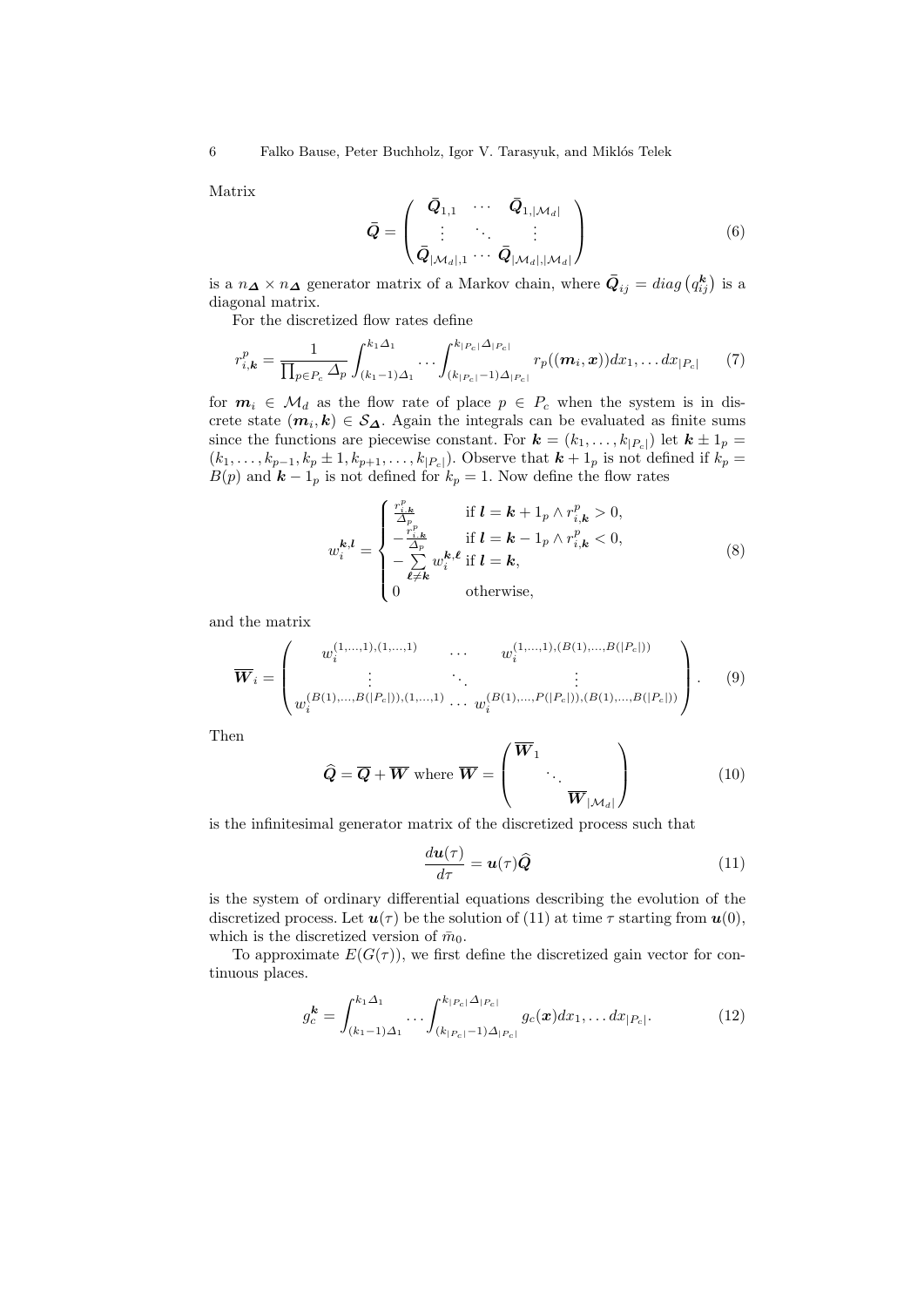Matrix

$$\bar{\boldsymbol{Q}} = \begin{pmatrix} \bar{\boldsymbol{Q}}_{1,1} & \cdots & \bar{\boldsymbol{Q}}_{1,|\mathcal{M}_d|} \\ \vdots & \ddots & \vdots \\ \bar{\boldsymbol{Q}}_{|\mathcal{M}_d|,1} & \cdots & \bar{\boldsymbol{Q}}_{|\mathcal{M}_d|,|\mathcal{M}_d|} \end{pmatrix} \tag{6}$$

is a $n_{\boldsymbol{\Delta}} \times n_{\boldsymbol{\Delta}}$ generator matrix of a Markov chain, where $\bar{\boldsymbol{Q}}_{ij} = diag\left(q_{ij}^{\boldsymbol{k}}\right)$ is a diagonal matrix.

For the discretized flow rates define

$$r_{i,\boldsymbol{k}}^{p} = \frac{1}{\prod_{p \in P_c} \Delta_p} \int_{(k_1-1)\Delta_1}^{k_1 \Delta_1} \cdots \int_{(k_{|P_c|}-1)\Delta_{|P_c|}}^{k_{|P_c|}\Delta_{|P_c|}} r_p((\boldsymbol{m}_i, \boldsymbol{x}))dx_1, \ldots dx_{|P_c|} \tag{7}$$

for $\boldsymbol{m}_i \in \mathcal{M}_d$ as the flow rate of place $p \in P_c$ when the system is in discrete state $(\boldsymbol{m}_i, \boldsymbol{k}) \in \mathcal{S}_{\boldsymbol{\Delta}}$. Again the integrals can be evaluated as finite sums since the functions are piecewise constant. For $\boldsymbol{k} = (k_1, \ldots, k_{|P_c|})$ let $\boldsymbol{k} \pm 1_p = (k_1, \ldots, k_{p-1}, k_p \pm 1, k_{p+1}, \ldots, k_{|P_c|})$. Observe that $\boldsymbol{k} + 1_p$ is not defined if $k_p = B(p)$ and $\boldsymbol{k} - 1_p$ is not defined for $k_p = 1$. Now define the flow rates

$$w_i^{\boldsymbol{k},\boldsymbol{l}} = \begin{cases} \frac{r_{i,\boldsymbol{k}}^p}{\Delta_p} & \text{if } \boldsymbol{l} = \boldsymbol{k} + 1_p \wedge r_{i,\boldsymbol{k}}^p > 0, \\ -\frac{r_{i,\boldsymbol{k}}^p}{\Delta_p} & \text{if } \boldsymbol{l} = \boldsymbol{k} - 1_p \wedge r_{i,\boldsymbol{k}}^p < 0, \\ -\sum\limits_{\boldsymbol{\ell} \neq \boldsymbol{k}} w_i^{\boldsymbol{k},\boldsymbol{\ell}} & \text{if } \boldsymbol{l} = \boldsymbol{k}, \\ 0 & \text{otherwise,} \end{cases} \tag{8}$$

and the matrix

$$\overline{\boldsymbol{W}}_i = \begin{pmatrix} w_i^{(1,\ldots,1),(1,\ldots,1)} & \cdots & w_i^{(1,\ldots,1),(B(1),\ldots,B(|P_c|))} \\ \vdots & \ddots & \vdots \\ w_i^{(B(1),\ldots,B(|P_c|)),(1,\ldots,1)} & \cdots & w_i^{(B(1),\ldots,P(|P_c|)),(B(1),\ldots,B(|P_c|))} \end{pmatrix}. \tag{9}$$

Then

$$\widehat{\boldsymbol{Q}} = \overline{\boldsymbol{Q}} + \overline{\boldsymbol{W}} \text{ where } \overline{\boldsymbol{W}} = \begin{pmatrix} \overline{\boldsymbol{W}}_1 & & \\ & \ddots & \\ & & \overline{\boldsymbol{W}}_{|\mathcal{M}_d|} \end{pmatrix} \tag{10}$$

is the infinitesimal generator matrix of the discretized process such that

$$\frac{d\boldsymbol{u}(\tau)}{d\tau} = \boldsymbol{u}(\tau)\widehat{\boldsymbol{Q}} \tag{11}$$

is the system of ordinary differential equations describing the evolution of the discretized process. Let $\boldsymbol{u}(\tau)$ be the solution of (11) at time $\tau$ starting from $\boldsymbol{u}(0)$, which is the discretized version of $\bar{m}_0$.

To approximate $E(G(\tau))$, we first define the discretized gain vector for continuous places.

$$g_c^{\boldsymbol{k}} = \int_{(k_1-1)\Delta_1}^{k_1\Delta_1} \cdots \int_{(k_{|P_c|}-1)\Delta_{|P_c|}}^{k_{|P_c|}\Delta_{|P_c|}} g_c(\boldsymbol{x})dx_1, \ldots dx_{|P_c|}. \tag{12}$$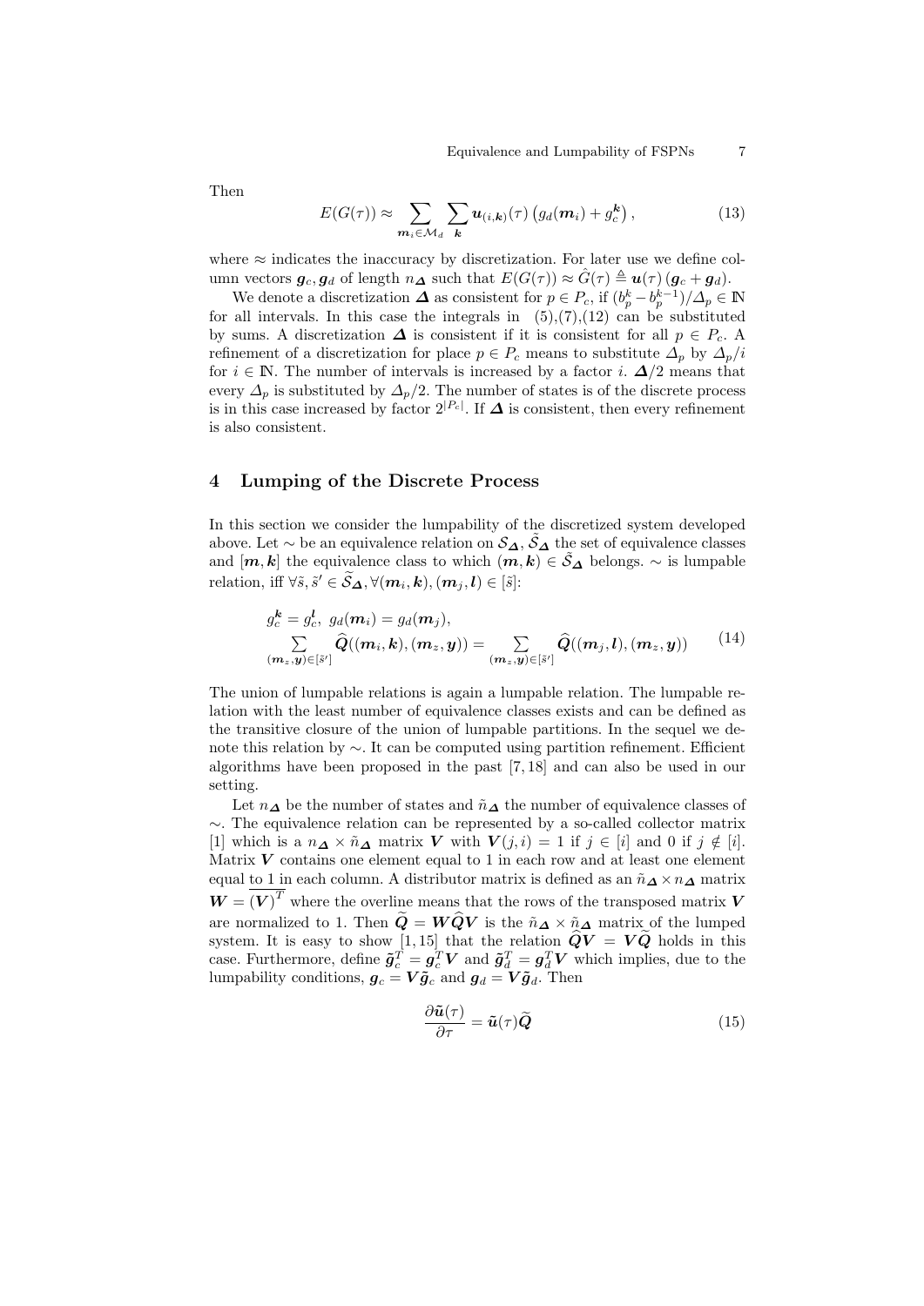Then

$$E(G(\tau)) \approx \sum_{\boldsymbol{m}_i \in \mathcal{M}_d} \sum_{\boldsymbol{k}} \boldsymbol{u}_{(i,\boldsymbol{k})}(\tau) \left( g_d(\boldsymbol{m}_i) + g_c^{\boldsymbol{k}} \right), \tag{13}$$

where $\approx$ indicates the inaccuracy by discretization. For later use we define column vectors $\boldsymbol{g}_c, \boldsymbol{g}_d$ of length $n_{\boldsymbol{\Delta}}$ such that $E(G(\tau)) \approx \hat{G}(\tau) \triangleq \boldsymbol{u}(\tau) \left( \boldsymbol{g}_c + \boldsymbol{g}_d \right)$.

We denote a discretization $\boldsymbol{\Delta}$ as consistent for $p \in P_c$, if $(b_p^k - b_p^{k-1})/\Delta_p \in \mathbb{N}$ for all intervals. In this case the integrals in (5),(7),(12) can be substituted by sums. A discretization $\boldsymbol{\Delta}$ is consistent if it is consistent for all $p \in P_c$. A refinement of a discretization for place $p \in P_c$ means to substitute $\Delta_p$ by $\Delta_p / i$ for $i \in \mathbb{N}$. The number of intervals is increased by a factor $i$. $\boldsymbol{\Delta}/2$ means that every $\Delta_p$ is substituted by $\Delta_p/2$. The number of states is of the discrete process is in this case increased by factor $2^{|P_c|}$. If $\boldsymbol{\Delta}$ is consistent, then every refinement is also consistent.

## 4 Lumping of the Discrete Process

In this section we consider the lumpability of the discretized system developed above. Let $\sim$ be an equivalence relation on $\mathcal{S}_{\boldsymbol{\Delta}}$, $\tilde{\mathcal{S}}_{\boldsymbol{\Delta}}$ the set of equivalence classes and $[\boldsymbol{m}, \boldsymbol{k}]$ the equivalence class to which $(\boldsymbol{m}, \boldsymbol{k}) \in \tilde{\mathcal{S}}_{\boldsymbol{\Delta}}$ belongs. $\sim$ is lumpable relation, iff $\forall \tilde{s}, \tilde{s}' \in \tilde{\mathcal{S}}_{\boldsymbol{\Delta}}, \forall (\boldsymbol{m}_i, \boldsymbol{k}), (\boldsymbol{m}_j, \boldsymbol{l}) \in [\tilde{s}]$:

$$\begin{array}{l} g_c^{\boldsymbol{k}} = g_c^{\boldsymbol{l}},\ g_d(\boldsymbol{m}_i) = g_d(\boldsymbol{m}_j), \\ \sum\limits_{(\boldsymbol{m}_z, \boldsymbol{y}) \in [\tilde{s}']} \widehat{\boldsymbol{Q}}((\boldsymbol{m}_i, \boldsymbol{k}), (\boldsymbol{m}_z, \boldsymbol{y})) = \sum\limits_{(\boldsymbol{m}_z, \boldsymbol{y}) \in [\tilde{s}']} \widehat{\boldsymbol{Q}}((\boldsymbol{m}_j, \boldsymbol{l}), (\boldsymbol{m}_z, \boldsymbol{y})) \end{array} \tag{14}$$

The union of lumpable relations is again a lumpable relation. The lumpable relation with the least number of equivalence classes exists and can be defined as the transitive closure of the union of lumpable partitions. In the sequel we denote this relation by $\sim$. It can be computed using partition refinement. Efficient algorithms have been proposed in the past [7, 18] and can also be used in our setting.

Let $n_{\boldsymbol{\Delta}}$ be the number of states and $\tilde{n}_{\boldsymbol{\Delta}}$ the number of equivalence classes of $\sim$. The equivalence relation can be represented by a so-called collector matrix [1] which is a $n_{\boldsymbol{\Delta}} \times \tilde{n}_{\boldsymbol{\Delta}}$ matrix $\boldsymbol{V}$ with $\boldsymbol{V}(j, i) = 1$ if $j \in [i]$ and 0 if $j \notin [i]$. Matrix $\boldsymbol{V}$ contains one element equal to 1 in each row and at least one element equal to 1 in each column. A distributor matrix is defined as an $\tilde{n}_{\boldsymbol{\Delta}} \times n_{\boldsymbol{\Delta}}$ matrix $\boldsymbol{W} = \overline{(\boldsymbol{V})^T}$ where the overline means that the rows of the transposed matrix $\boldsymbol{V}$ are normalized to 1. Then $\widetilde{\boldsymbol{Q}} = \boldsymbol{W} \widehat{\boldsymbol{Q}} \boldsymbol{V}$ is the $\tilde{n}_{\boldsymbol{\Delta}} \times \tilde{n}_{\boldsymbol{\Delta}}$ matrix of the lumped system. It is easy to show [1, 15] that the relation $\widehat{\boldsymbol{Q}} \boldsymbol{V} = \boldsymbol{V} \widetilde{\boldsymbol{Q}}$ holds in this case. Furthermore, define $\tilde{\boldsymbol{g}}_c^T = \boldsymbol{g}_c^T \boldsymbol{V}$ and $\tilde{\boldsymbol{g}}_d^T = \boldsymbol{g}_d^T \boldsymbol{V}$ which implies, due to the lumpability conditions, $\boldsymbol{g}_c = \boldsymbol{V} \tilde{\boldsymbol{g}}_c$ and $\boldsymbol{g}_d = \boldsymbol{V} \tilde{\boldsymbol{g}}_d$. Then

$$\frac{\partial \tilde{\boldsymbol{u}}(\tau)}{\partial \tau} = \tilde{\boldsymbol{u}}(\tau) \widetilde{\boldsymbol{Q}} \tag{15}$$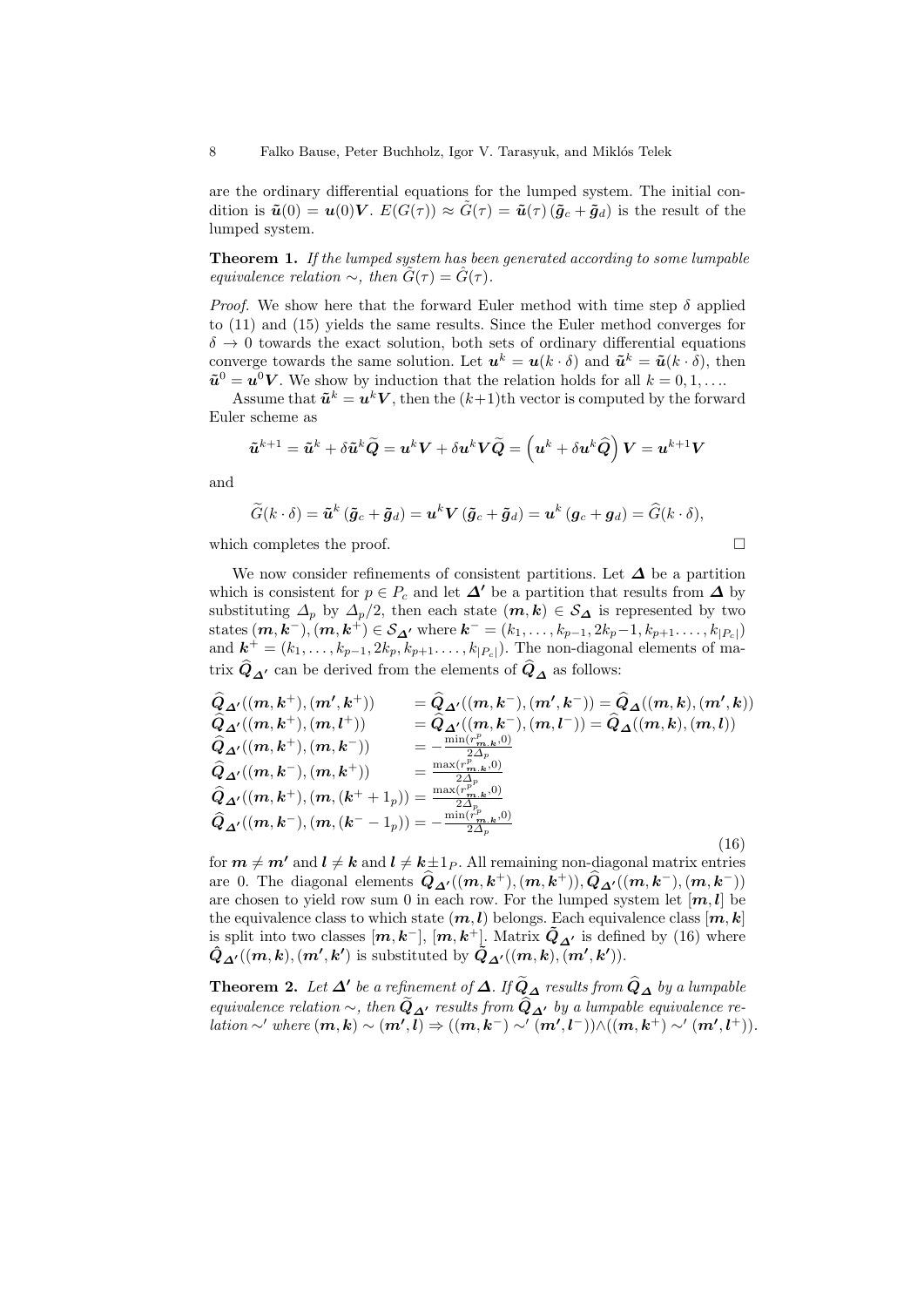are the ordinary differential equations for the lumped system. The initial condition is $\tilde{\boldsymbol{u}}(0) = \boldsymbol{u}(0)\boldsymbol{V}$. $E(G(\tau)) \approx \tilde{G}(\tau) = \tilde{\boldsymbol{u}}(\tau)\left(\tilde{\boldsymbol{g}}_c + \tilde{\boldsymbol{g}}_d\right)$ is the result of the lumped system.

**Theorem 1.** *If the lumped system has been generated according to some lumpable equivalence relation $\sim$, then $\widetilde{G}(\tau) = \hat{G}(\tau)$.*

*Proof.* We show here that the forward Euler method with time step $\delta$ applied to (11) and (15) yields the same results. Since the Euler method converges for $\delta \to 0$ towards the exact solution, both sets of ordinary differential equations converge towards the same solution. Let $\boldsymbol{u}^k = \boldsymbol{u}(k \cdot \delta)$ and $\tilde{\boldsymbol{u}}^k = \tilde{\boldsymbol{u}}(k \cdot \delta)$, then $\tilde{\boldsymbol{u}}^0 = \boldsymbol{u}^0\boldsymbol{V}$. We show by induction that the relation holds for all $k = 0, 1, \ldots$.

Assume that $\tilde{\boldsymbol{u}}^k = \boldsymbol{u}^k\boldsymbol{V}$, then the $(k+1)$th vector is computed by the forward Euler scheme as

$$\tilde{\boldsymbol{u}}^{k+1} = \tilde{\boldsymbol{u}}^k + \delta\tilde{\boldsymbol{u}}^k\widetilde{\boldsymbol{Q}} = \boldsymbol{u}^k\boldsymbol{V} + \delta\boldsymbol{u}^k\boldsymbol{V}\widetilde{\boldsymbol{Q}} = \left(\boldsymbol{u}^k + \delta\boldsymbol{u}^k\widehat{\boldsymbol{Q}}\right)\boldsymbol{V} = \boldsymbol{u}^{k+1}\boldsymbol{V}$$

and

$$\widetilde{G}(k \cdot \delta) = \tilde{\boldsymbol{u}}^k\left(\tilde{\boldsymbol{g}}_c + \tilde{\boldsymbol{g}}_d\right) = \boldsymbol{u}^k\boldsymbol{V}\left(\tilde{\boldsymbol{g}}_c + \tilde{\boldsymbol{g}}_d\right) = \boldsymbol{u}^k\left(\boldsymbol{g}_c + \boldsymbol{g}_d\right) = \widehat{G}(k \cdot \delta),$$

which completes the proof. $\square$

We now consider refinements of consistent partitions. Let $\boldsymbol{\Delta}$ be a partition which is consistent for $p \in P_c$ and let $\boldsymbol{\Delta}'$ be a partition that results from $\boldsymbol{\Delta}$ by substituting $\Delta_p$ by $\Delta_p/2$, then each state $(\boldsymbol{m}, \boldsymbol{k}) \in \mathcal{S}_{\boldsymbol{\Delta}}$ is represented by two states $(\boldsymbol{m}, \boldsymbol{k}^-), (\boldsymbol{m}, \boldsymbol{k}^+) \in \mathcal{S}_{\boldsymbol{\Delta}'}$ where $\boldsymbol{k}^- = (k_1, \ldots, k_{p-1}, 2k_p - 1, k_{p+1}, \ldots, k_{|P_c|})$ and $\boldsymbol{k}^+ = (k_1, \ldots, k_{p-1}, 2k_p, k_{p+1}, \ldots, k_{|P_c|})$. The non-diagonal elements of matrix $\widehat{\boldsymbol{Q}}_{\boldsymbol{\Delta}'}$ can be derived from the elements of $\widehat{\boldsymbol{Q}}_{\boldsymbol{\Delta}}$ as follows:

$$\begin{array}{ll}
\widehat{\boldsymbol{Q}}_{\boldsymbol{\Delta}'}((\boldsymbol{m}, \boldsymbol{k}^+), (\boldsymbol{m}', \boldsymbol{k}^+)) & = \widehat{\boldsymbol{Q}}_{\boldsymbol{\Delta}'}((\boldsymbol{m}, \boldsymbol{k}^-), (\boldsymbol{m}', \boldsymbol{k}^-)) = \widehat{\boldsymbol{Q}}_{\boldsymbol{\Delta}}((\boldsymbol{m}, \boldsymbol{k}), (\boldsymbol{m}', \boldsymbol{k})) \\
\widehat{\boldsymbol{Q}}_{\boldsymbol{\Delta}'}((\boldsymbol{m}, \boldsymbol{k}^+), (\boldsymbol{m}, \boldsymbol{l}^+)) & = \widehat{\boldsymbol{Q}}_{\boldsymbol{\Delta}'}((\boldsymbol{m}, \boldsymbol{k}^-), (\boldsymbol{m}, \boldsymbol{l}^-)) = \widehat{\boldsymbol{Q}}_{\boldsymbol{\Delta}}((\boldsymbol{m}, \boldsymbol{k}), (\boldsymbol{m}, \boldsymbol{l})) \\
\widehat{\boldsymbol{Q}}_{\boldsymbol{\Delta}'}((\boldsymbol{m}, \boldsymbol{k}^+), (\boldsymbol{m}, \boldsymbol{k}^-)) & = -\frac{\min(r^p_{\boldsymbol{m},\boldsymbol{k}}, 0)}{2\Delta_p} \\
\widehat{\boldsymbol{Q}}_{\boldsymbol{\Delta}'}((\boldsymbol{m}, \boldsymbol{k}^-), (\boldsymbol{m}, \boldsymbol{k}^+)) & = \frac{\max(r^p_{\boldsymbol{m},\boldsymbol{k}}, 0)}{2\Delta_p} \\
\widehat{\boldsymbol{Q}}_{\boldsymbol{\Delta}'}((\boldsymbol{m}, \boldsymbol{k}^+), (\boldsymbol{m}, (\boldsymbol{k}^+ + 1_p))) & = \frac{\max(r^p_{\boldsymbol{m},\boldsymbol{k}}, 0)}{2\Delta_p} \\
\widehat{\boldsymbol{Q}}_{\boldsymbol{\Delta}'}((\boldsymbol{m}, \boldsymbol{k}^-), (\boldsymbol{m}, (\boldsymbol{k}^- - 1_p))) & = -\frac{\min(r^p_{\boldsymbol{m},\boldsymbol{k}}, 0)}{2\Delta_p}
\end{array} \tag{16}$$

for $\boldsymbol{m} \neq \boldsymbol{m}'$ and $\boldsymbol{l} \neq \boldsymbol{k}$ and $\boldsymbol{l} \neq \boldsymbol{k} \pm 1_P$. All remaining non-diagonal matrix entries are 0. The diagonal elements $\widehat{\boldsymbol{Q}}_{\boldsymbol{\Delta}'}((\boldsymbol{m}, \boldsymbol{k}^+), (\boldsymbol{m}, \boldsymbol{k}^+)), \widehat{\boldsymbol{Q}}_{\boldsymbol{\Delta}'}((\boldsymbol{m}, \boldsymbol{k}^-), (\boldsymbol{m}, \boldsymbol{k}^-))$ are chosen to yield row sum 0 in each row. For the lumped system let $[\boldsymbol{m}, \boldsymbol{l}]$ be the equivalence class to which state $(\boldsymbol{m}, \boldsymbol{l})$ belongs. Each equivalence class $[\boldsymbol{m}, \boldsymbol{k}]$ is split into two classes $[\boldsymbol{m}, \boldsymbol{k}^-]$, $[\boldsymbol{m}, \boldsymbol{k}^+]$. Matrix $\tilde{\boldsymbol{Q}}_{\boldsymbol{\Delta}'}$ is defined by (16) where $\hat{\boldsymbol{Q}}_{\boldsymbol{\Delta}'}((\boldsymbol{m}, \boldsymbol{k}), (\boldsymbol{m}', \boldsymbol{k}'))$ is substituted by $\widetilde{\boldsymbol{Q}}_{\boldsymbol{\Delta}'}((\boldsymbol{m}, \boldsymbol{k}), (\boldsymbol{m}', \boldsymbol{k}'))$.

**Theorem 2.** *Let $\boldsymbol{\Delta}'$ be a refinement of $\boldsymbol{\Delta}$. If $\widetilde{\boldsymbol{Q}}_{\boldsymbol{\Delta}}$ results from $\widehat{\boldsymbol{Q}}_{\boldsymbol{\Delta}}$ by a lumpable equivalence relation $\sim$, then $\widetilde{\boldsymbol{Q}}_{\boldsymbol{\Delta}'}$ results from $\widehat{\boldsymbol{Q}}_{\boldsymbol{\Delta}'}$ by a lumpable equivalence relation $\sim'$ where $(\boldsymbol{m}, \boldsymbol{k}) \sim (\boldsymbol{m}', \boldsymbol{l}) \Rightarrow ((\boldsymbol{m}, \boldsymbol{k}^-) \sim' (\boldsymbol{m}', \boldsymbol{l}^-)) \wedge ((\boldsymbol{m}, \boldsymbol{k}^+) \sim' (\boldsymbol{m}', \boldsymbol{l}^+))$.*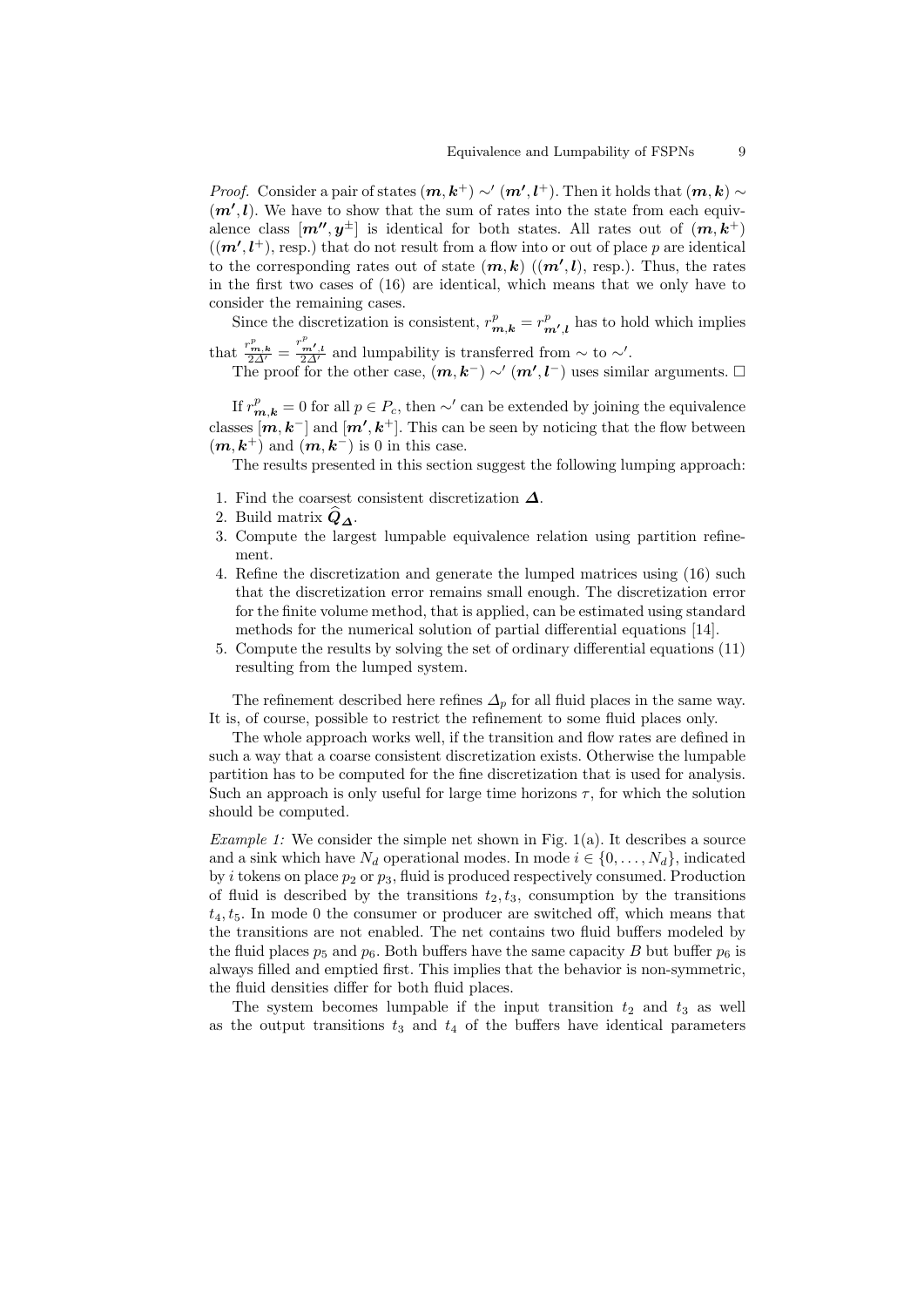*Proof.* Consider a pair of states $(\boldsymbol{m}, \boldsymbol{k}^+) \sim' (\boldsymbol{m'}, \boldsymbol{l}^+)$. Then it holds that $(\boldsymbol{m}, \boldsymbol{k}) \sim (\boldsymbol{m'}, \boldsymbol{l})$. We have to show that the sum of rates into the state from each equivalence class $[\boldsymbol{m''}, \boldsymbol{y}^\pm]$ is identical for both states. All rates out of $(\boldsymbol{m}, \boldsymbol{k}^+)$ ($(\boldsymbol{m'}, \boldsymbol{l}^+)$, resp.) that do not result from a flow into or out of place $p$ are identical to the corresponding rates out of state $(\boldsymbol{m}, \boldsymbol{k})$ ($(\boldsymbol{m'}, \boldsymbol{l})$, resp.). Thus, the rates in the first two cases of (16) are identical, which means that we only have to consider the remaining cases.

Since the discretization is consistent, $r^p_{\boldsymbol{m},\boldsymbol{k}} = r^p_{\boldsymbol{m'},\boldsymbol{l}}$ has to hold which implies that $\frac{r^p_{\boldsymbol{m},\boldsymbol{k}}}{2\Delta'} = \frac{r^p_{\boldsymbol{m'},\boldsymbol{l}}}{2\Delta'}$ and lumpability is transferred from $\sim$ to $\sim'$.

The proof for the other case, $(\boldsymbol{m}, \boldsymbol{k}^-) \sim' (\boldsymbol{m'}, \boldsymbol{l}^-)$ uses similar arguments. □

If $r^p_{\boldsymbol{m},\boldsymbol{k}} = 0$ for all $p \in P_c$, then $\sim'$ can be extended by joining the equivalence classes $[\boldsymbol{m}, \boldsymbol{k}^-]$ and $[\boldsymbol{m'}, \boldsymbol{k}^+]$. This can be seen by noticing that the flow between $(\boldsymbol{m}, \boldsymbol{k}^+)$ and $(\boldsymbol{m}, \boldsymbol{k}^-)$ is 0 in this case.

The results presented in this section suggest the following lumping approach:

1. Find the coarsest consistent discretization $\boldsymbol{\Delta}$.
2. Build matrix $\widehat{\boldsymbol{Q}}_{\boldsymbol{\Delta}}$.
3. Compute the largest lumpable equivalence relation using partition refinement.
4. Refine the discretization and generate the lumped matrices using (16) such that the discretization error remains small enough. The discretization error for the finite volume method, that is applied, can be estimated using standard methods for the numerical solution of partial differential equations [14].
5. Compute the results by solving the set of ordinary differential equations (11) resulting from the lumped system.

The refinement described here refines $\Delta_p$ for all fluid places in the same way. It is, of course, possible to restrict the refinement to some fluid places only.

The whole approach works well, if the transition and flow rates are defined in such a way that a coarse consistent discretization exists. Otherwise the lumpable partition has to be computed for the fine discretization that is used for analysis. Such an approach is only useful for large time horizons $\tau$, for which the solution should be computed.

*Example 1:* We consider the simple net shown in Fig. 1(a). It describes a source and a sink which have $N_d$ operational modes. In mode $i \in \{0, \ldots, N_d\}$, indicated by $i$ tokens on place $p_2$ or $p_3$, fluid is produced respectively consumed. Production of fluid is described by the transitions $t_2, t_3$, consumption by the transitions $t_4, t_5$. In mode 0 the consumer or producer are switched off, which means that the transitions are not enabled. The net contains two fluid buffers modeled by the fluid places $p_5$ and $p_6$. Both buffers have the same capacity $B$ but buffer $p_6$ is always filled and emptied first. This implies that the behavior is non-symmetric, the fluid densities differ for both fluid places.

The system becomes lumpable if the input transition $t_2$ and $t_3$ as well as the output transitions $t_3$ and $t_4$ of the buffers have identical parameters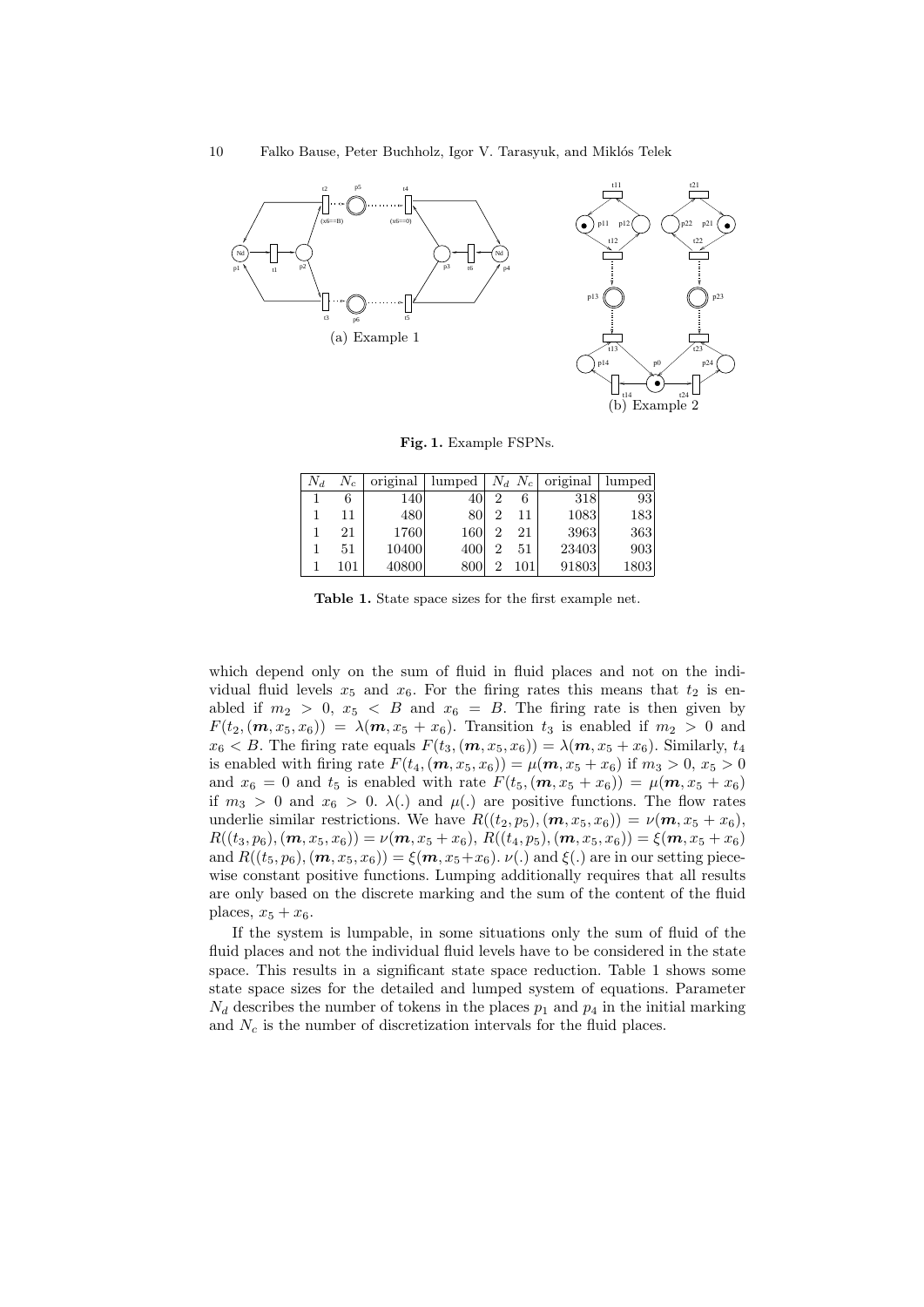(a) Example 1

(b) Example 2

**Fig. 1.** Example FSPNs.

| $N_d$ | $N_c$ | original | lumped | $N_d$ | $N_c$ | original | lumped |
|---|---|---|---|---|---|---|---|
| 1 | 6 | 140 | 40 | 2 | 6 | 318 | 93 |
| 1 | 11 | 480 | 80 | 2 | 11 | 1083 | 183 |
| 1 | 21 | 1760 | 160 | 2 | 21 | 3963 | 363 |
| 1 | 51 | 10400 | 400 | 2 | 51 | 23403 | 903 |
| 1 | 101 | 40800 | 800 | 2 | 101 | 91803 | 1803 |

**Table 1.** State space sizes for the first example net.

which depend only on the sum of fluid in fluid places and not on the individual fluid levels $x_5$ and $x_6$. For the firing rates this means that $t_2$ is enabled if $m_2 > 0$, $x_5 < B$ and $x_6 = B$. The firing rate is then given by $F(t_2, (\boldsymbol{m}, x_5, x_6)) = \lambda(\boldsymbol{m}, x_5 + x_6)$. Transition $t_3$ is enabled if $m_2 > 0$ and $x_6 < B$. The firing rate equals $F(t_3, (\boldsymbol{m}, x_5, x_6)) = \lambda(\boldsymbol{m}, x_5 + x_6)$. Similarly, $t_4$ is enabled with firing rate $F(t_4, (\boldsymbol{m}, x_5, x_6)) = \mu(\boldsymbol{m}, x_5 + x_6)$ if $m_3 > 0$, $x_5 > 0$ and $x_6 = 0$ and $t_5$ is enabled with rate $F(t_5, (\boldsymbol{m}, x_5 + x_6)) = \mu(\boldsymbol{m}, x_5 + x_6)$ if $m_3 > 0$ and $x_6 > 0$. $\lambda(.)$ and $\mu(.)$ are positive functions. The flow rates underlie similar restrictions. We have $R((t_2, p_5), (\boldsymbol{m}, x_5, x_6)) = \nu(\boldsymbol{m}, x_5 + x_6)$, $R((t_3, p_6), (\boldsymbol{m}, x_5, x_6)) = \nu(\boldsymbol{m}, x_5 + x_6)$, $R((t_4, p_5), (\boldsymbol{m}, x_5, x_6)) = \xi(\boldsymbol{m}, x_5 + x_6)$ and $R((t_5, p_6), (\boldsymbol{m}, x_5, x_6)) = \xi(\boldsymbol{m}, x_5 + x_6)$. $\nu(.)$ and $\xi(.)$ are in our setting piecewise constant positive functions. Lumping additionally requires that all results are only based on the discrete marking and the sum of the content of the fluid places, $x_5 + x_6$.

If the system is lumpable, in some situations only the sum of fluid of the fluid places and not the individual fluid levels have to be considered in the state space. This results in a significant state space reduction. Table 1 shows some state space sizes for the detailed and lumped system of equations. Parameter $N_d$ describes the number of tokens in the places $p_1$ and $p_4$ in the initial marking and $N_c$ is the number of discretization intervals for the fluid places.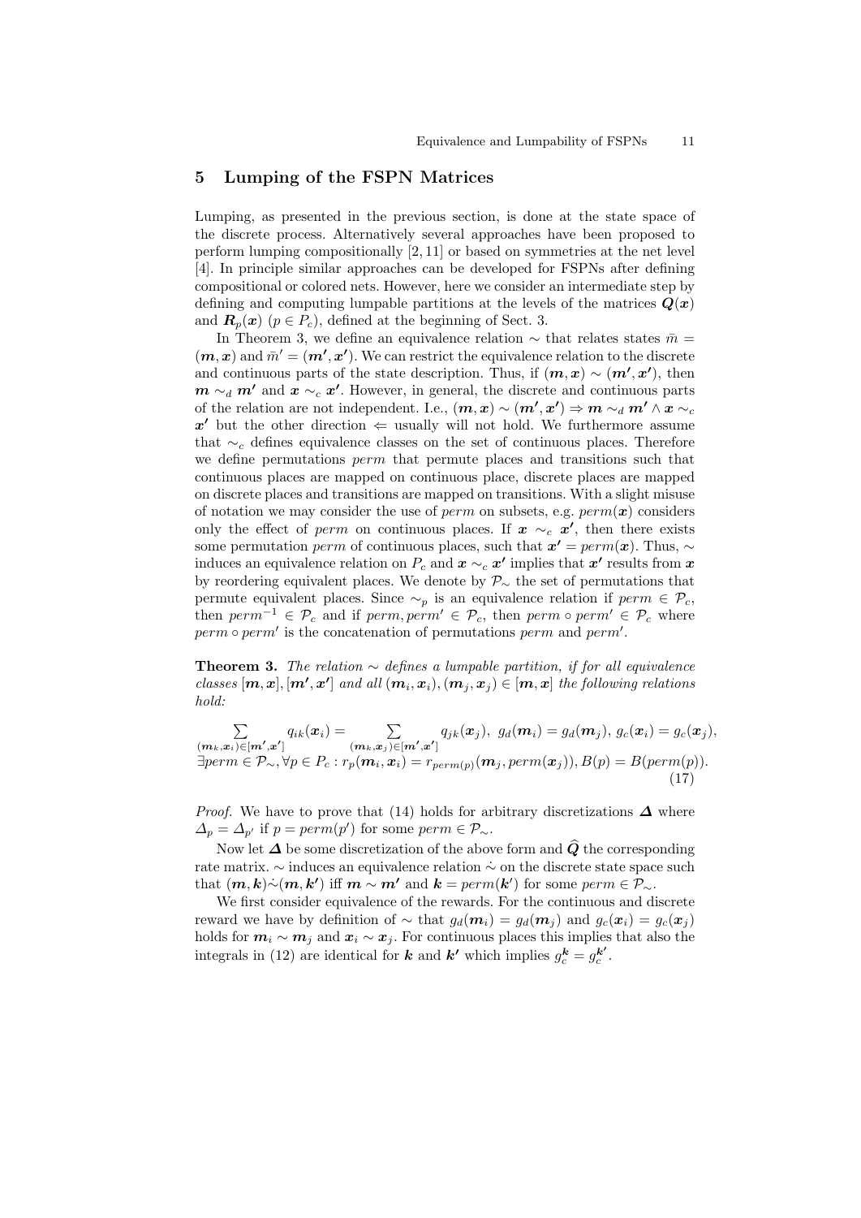## 5 Lumping of the FSPN Matrices

Lumping, as presented in the previous section, is done at the state space of the discrete process. Alternatively several approaches have been proposed to perform lumping compositionally [2, 11] or based on symmetries at the net level [4]. In principle similar approaches can be developed for FSPNs after defining compositional or colored nets. However, here we consider an intermediate step by defining and computing lumpable partitions at the levels of the matrices $\boldsymbol{Q}(\boldsymbol{x})$ and $\boldsymbol{R}_p(\boldsymbol{x})$ ($p \in P_c$), defined at the beginning of Sect. 3.

In Theorem 3, we define an equivalence relation $\sim$ that relates states $\bar{m} = (\boldsymbol{m}, \boldsymbol{x})$ and $\bar{m}' = (\boldsymbol{m'}, \boldsymbol{x'})$. We can restrict the equivalence relation to the discrete and continuous parts of the state description. Thus, if $(\boldsymbol{m}, \boldsymbol{x}) \sim (\boldsymbol{m'}, \boldsymbol{x'})$, then $\boldsymbol{m} \sim_d \boldsymbol{m'}$ and $\boldsymbol{x} \sim_c \boldsymbol{x'}$. However, in general, the discrete and continuous parts of the relation are not independent. I.e., $(\boldsymbol{m}, \boldsymbol{x}) \sim (\boldsymbol{m'}, \boldsymbol{x'}) \Rightarrow \boldsymbol{m} \sim_d \boldsymbol{m'} \wedge \boldsymbol{x} \sim_c \boldsymbol{x'}$ but the other direction $\Leftarrow$ usually will not hold. We furthermore assume that $\sim_c$ defines equivalence classes on the set of continuous places. Therefore we define permutations *perm* that permute places and transitions such that continuous places are mapped on continuous place, discrete places are mapped on discrete places and transitions are mapped on transitions. With a slight misuse of notation we may consider the use of *perm* on subsets, e.g. $perm(\boldsymbol{x})$ considers only the effect of *perm* on continuous places. If $\boldsymbol{x} \sim_c \boldsymbol{x'}$, then there exists some permutation *perm* of continuous places, such that $\boldsymbol{x'} = perm(\boldsymbol{x})$. Thus, $\sim$ induces an equivalence relation on $P_c$ and $\boldsymbol{x} \sim_c \boldsymbol{x'}$ implies that $\boldsymbol{x'}$ results from $\boldsymbol{x}$ by reordering equivalent places. We denote by $\mathcal{P}_\sim$ the set of permutations that permute equivalent places. Since $\sim_p$ is an equivalence relation if $perm \in \mathcal{P}_c$, then $perm^{-1} \in \mathcal{P}_c$ and if $perm, perm' \in \mathcal{P}_c$, then $perm \circ perm' \in \mathcal{P}_c$ where $perm \circ perm'$ is the concatenation of permutations *perm* and *perm'*.

**Theorem 3.** *The relation $\sim$ defines a lumpable partition, if for all equivalence classes $[\boldsymbol{m}, \boldsymbol{x}], [\boldsymbol{m'}, \boldsymbol{x'}]$ and all $(\boldsymbol{m}_i, \boldsymbol{x}_i), (\boldsymbol{m}_j, \boldsymbol{x}_j) \in [\boldsymbol{m}, \boldsymbol{x}]$ the following relations hold:*

$$\sum_{(\boldsymbol{m}_k, \boldsymbol{x}_i) \in [\boldsymbol{m'}, \boldsymbol{x'}]} q_{ik}(\boldsymbol{x}_i) = \sum_{(\boldsymbol{m}_k, \boldsymbol{x}_j) \in [\boldsymbol{m'}, \boldsymbol{x'}]} q_{jk}(\boldsymbol{x}_j),\ g_d(\boldsymbol{m}_i) = g_d(\boldsymbol{m}_j),\ g_c(\boldsymbol{x}_i) = g_c(\boldsymbol{x}_j),$$
$$\exists perm \in \mathcal{P}_\sim, \forall p \in P_c : r_p(\boldsymbol{m}_i, \boldsymbol{x}_i) = r_{perm(p)}(\boldsymbol{m}_j, perm(\boldsymbol{x}_j)), B(p) = B(perm(p)). \tag{17}$$

*Proof.* We have to prove that (14) holds for arbitrary discretizations $\boldsymbol{\Delta}$ where $\Delta_p = \Delta_{p'}$ if $p = perm(p')$ for some $perm \in \mathcal{P}_\sim$.

Now let $\boldsymbol{\Delta}$ be some discretization of the above form and $\widehat{\boldsymbol{Q}}$ the corresponding rate matrix. $\sim$ induces an equivalence relation $\dot{\sim}$ on the discrete state space such that $(\boldsymbol{m}, \boldsymbol{k}) \dot{\sim} (\boldsymbol{m}, \boldsymbol{k'})$ iff $\boldsymbol{m} \sim \boldsymbol{m'}$ and $\boldsymbol{k} = perm(\boldsymbol{k'})$ for some $perm \in \mathcal{P}_\sim$.

We first consider equivalence of the rewards. For the continuous and discrete reward we have by definition of $\sim$ that $g_d(\boldsymbol{m}_i) = g_d(\boldsymbol{m}_j)$ and $g_c(\boldsymbol{x}_i) = g_c(\boldsymbol{x}_j)$ holds for $\boldsymbol{m}_i \sim \boldsymbol{m}_j$ and $\boldsymbol{x}_i \sim \boldsymbol{x}_j$. For continuous places this implies that also the integrals in (12) are identical for $\boldsymbol{k}$ and $\boldsymbol{k'}$ which implies $g_c^{\boldsymbol{k}} = g_c^{\boldsymbol{k'}}$.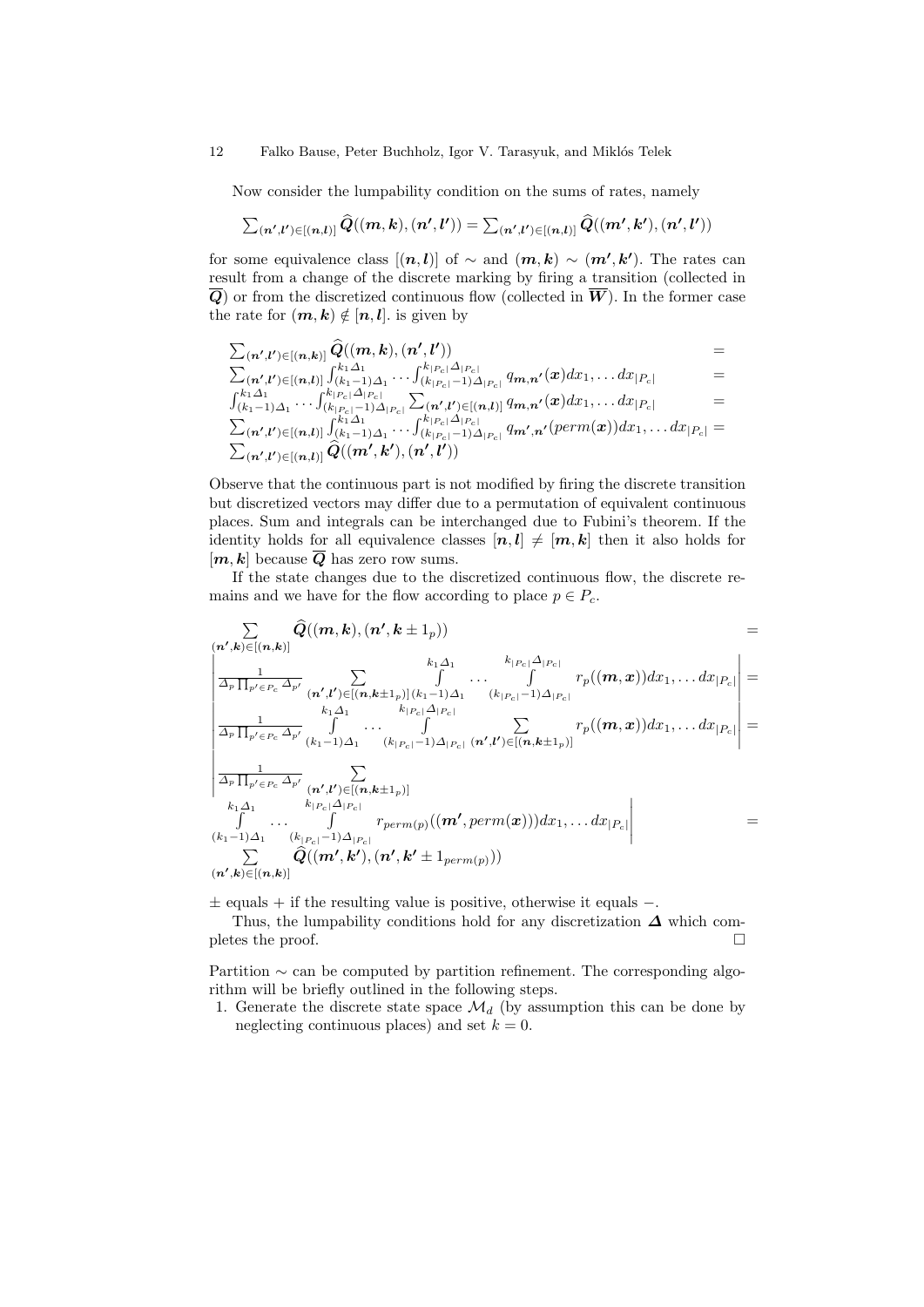Now consider the lumpability condition on the sums of rates, namely

$$\sum_{(\boldsymbol{n'},\boldsymbol{l'})\in[(\boldsymbol{n},\boldsymbol{l})]} \widehat{\boldsymbol{Q}}((\boldsymbol{m},\boldsymbol{k}),(\boldsymbol{n'},\boldsymbol{l'})) = \sum_{(\boldsymbol{n'},\boldsymbol{l'})\in[(\boldsymbol{n},\boldsymbol{l})]} \widehat{\boldsymbol{Q}}((\boldsymbol{m'},\boldsymbol{k'}),(\boldsymbol{n'},\boldsymbol{l'}))$$

for some equivalence class $[(\boldsymbol{n},\boldsymbol{l})]$ of $\sim$ and $(\boldsymbol{m},\boldsymbol{k}) \sim (\boldsymbol{m'},\boldsymbol{k'})$. The rates can result from a change of the discrete marking by firing a transition (collected in $\overline{\boldsymbol{Q}}$) or from the discretized continuous flow (collected in $\overline{\boldsymbol{W}}$). In the former case the rate for $(\boldsymbol{m},\boldsymbol{k}) \notin [\boldsymbol{n},\boldsymbol{l}]$. is given by

$$\begin{array}{l}
\sum_{(\boldsymbol{n'},\boldsymbol{l'})\in[(\boldsymbol{n},\boldsymbol{k})]} \widehat{\boldsymbol{Q}}((\boldsymbol{m},\boldsymbol{k}),(\boldsymbol{n'},\boldsymbol{l'})) = \\
\sum_{(\boldsymbol{n'},\boldsymbol{l'})\in[(\boldsymbol{n},\boldsymbol{l})]} \int_{(k_1-1)\Delta_1}^{k_1\Delta_1} \cdots \int_{(k_{|P_c|}-1)\Delta_{|P_c|}}^{k_{|P_c|}\Delta_{|P_c|}} q_{\boldsymbol{m},\boldsymbol{n'}}(\boldsymbol{x}) dx_1,\ldots dx_{|P_c|} = \\
\int_{(k_1-1)\Delta_1}^{k_1\Delta_1} \cdots \int_{(k_{|P_c|}-1)\Delta_{|P_c|}}^{k_{|P_c|}\Delta_{|P_c|}} \sum_{(\boldsymbol{n'},\boldsymbol{l'})\in[(\boldsymbol{n},\boldsymbol{l})]} q_{\boldsymbol{m},\boldsymbol{n'}}(\boldsymbol{x}) dx_1,\ldots dx_{|P_c|} = \\
\sum_{(\boldsymbol{n'},\boldsymbol{l'})\in[(\boldsymbol{n},\boldsymbol{l})]} \int_{(k_1-1)\Delta_1}^{k_1\Delta_1} \cdots \int_{(k_{|P_c|}-1)\Delta_{|P_c|}}^{k_{|P_c|}\Delta_{|P_c|}} q_{\boldsymbol{m'},\boldsymbol{n'}}(perm(\boldsymbol{x})) dx_1,\ldots dx_{|P_c|} = \\
\sum_{(\boldsymbol{n'},\boldsymbol{l'})\in[(\boldsymbol{n},\boldsymbol{l})]} \widehat{\boldsymbol{Q}}((\boldsymbol{m'},\boldsymbol{k'}),(\boldsymbol{n'},\boldsymbol{l'}))
\end{array}$$

Observe that the continuous part is not modified by firing the discrete transition but discretized vectors may differ due to a permutation of equivalent continuous places. Sum and integrals can be interchanged due to Fubini's theorem. If the identity holds for all equivalence classes $[\boldsymbol{n},\boldsymbol{l}] \neq [\boldsymbol{m},\boldsymbol{k}]$ then it also holds for $[\boldsymbol{m},\boldsymbol{k}]$ because $\overline{\boldsymbol{Q}}$ has zero row sums.

If the state changes due to the discretized continuous flow, the discrete remains and we have for the flow according to place $p \in P_c$.

$$\begin{array}{l}
\sum\limits_{(\boldsymbol{n'},\boldsymbol{k})\in[(\boldsymbol{n},\boldsymbol{k})]} \widehat{\boldsymbol{Q}}((\boldsymbol{m},\boldsymbol{k}),(\boldsymbol{n'},\boldsymbol{k}\pm 1_p)) = \\
\left| \frac{1}{\Delta_p \prod_{p'\in P_c} \Delta_{p'}} \sum\limits_{(\boldsymbol{n'},\boldsymbol{l'})\in[(\boldsymbol{n},\boldsymbol{k}\pm 1_p)]} \int\limits_{(k_1-1)\Delta_1}^{k_1\Delta_1} \cdots \int\limits_{(k_{|P_c|}-1)\Delta_{|P_c|}}^{k_{|P_c|}\Delta_{|P_c|}} r_p((\boldsymbol{m},\boldsymbol{x})) dx_1,\ldots dx_{|P_c|} \right| = \\
\left| \frac{1}{\Delta_p \prod_{p'\in P_c} \Delta_{p'}} \int\limits_{(k_1-1)\Delta_1}^{k_1\Delta_1} \cdots \int\limits_{(k_{|P_c|}-1)\Delta_{|P_c|}}^{k_{|P_c|}\Delta_{|P_c|}} \sum\limits_{(\boldsymbol{n'},\boldsymbol{l'})\in[(\boldsymbol{n},\boldsymbol{k}\pm 1_p)]} r_p((\boldsymbol{m},\boldsymbol{x})) dx_1,\ldots dx_{|P_c|} \right| = \\
\left| \frac{1}{\Delta_p \prod_{p'\in P_c} \Delta_{p'}} \sum\limits_{(\boldsymbol{n'},\boldsymbol{l'})\in[(\boldsymbol{n},\boldsymbol{k}\pm 1_p)]} \int\limits_{(k_1-1)\Delta_1}^{k_1\Delta_1} \cdots \int\limits_{(k_{|P_c|}-1)\Delta_{|P_c|}}^{k_{|P_c|}\Delta_{|P_c|}} r_{perm(p)}((\boldsymbol{m'},perm(\boldsymbol{x}))) dx_1,\ldots dx_{|P_c|} \right| = \\
\sum\limits_{(\boldsymbol{n'},\boldsymbol{k})\in[(\boldsymbol{n},\boldsymbol{k})]} \widehat{\boldsymbol{Q}}((\boldsymbol{m'},\boldsymbol{k'}),(\boldsymbol{n'},\boldsymbol{k'}\pm 1_{perm(p)}))
\end{array}$$

$\pm$ equals $+$ if the resulting value is positive, otherwise it equals $-$.

Thus, the lumpability conditions hold for any discretization $\boldsymbol{\Delta}$ which completes the proof. □

Partition $\sim$ can be computed by partition refinement. The corresponding algorithm will be briefly outlined in the following steps.

1. Generate the discrete state space $\mathcal{M}_d$ (by assumption this can be done by neglecting continuous places) and set $k = 0$.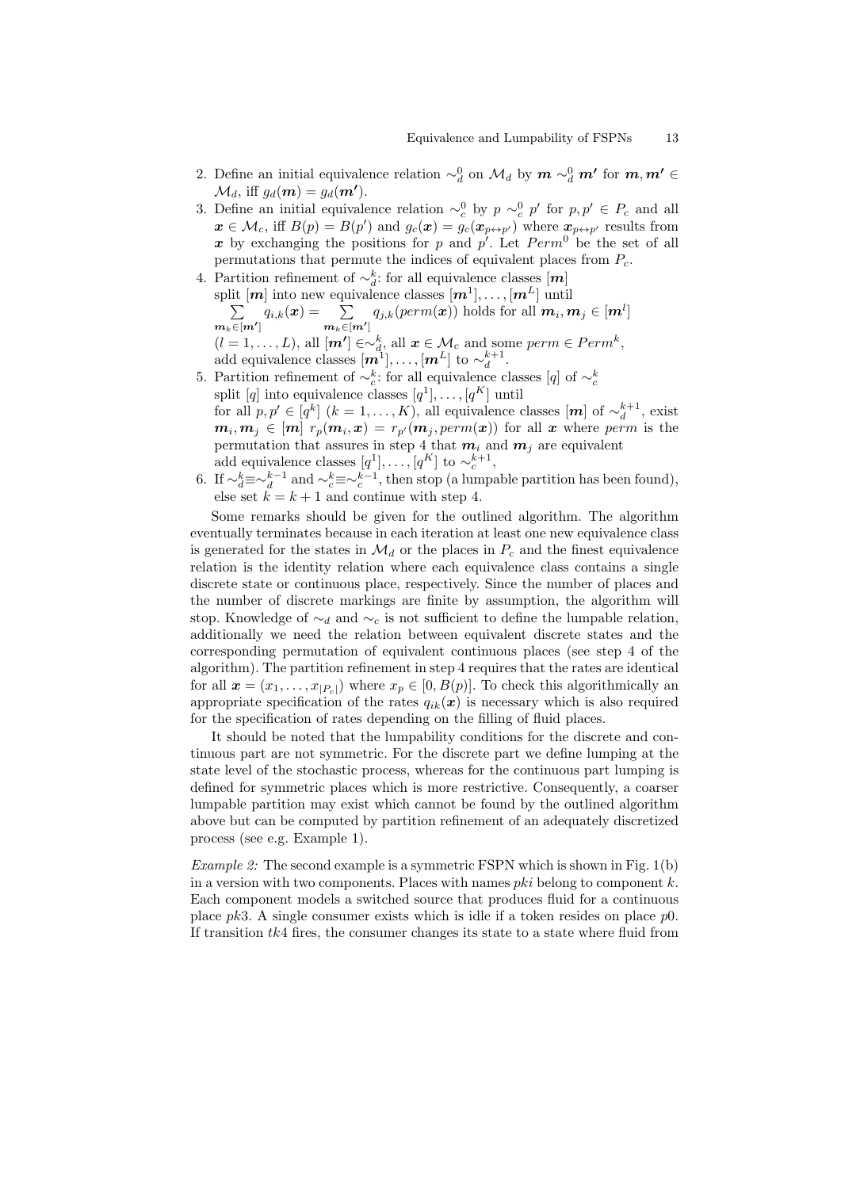2. Define an initial equivalence relation $\sim_d^0$ on $\mathcal{M}_d$ by $\boldsymbol{m} \sim_d^0 \boldsymbol{m'}$ for $\boldsymbol{m}, \boldsymbol{m'} \in \mathcal{M}_d$, iff $g_d(\boldsymbol{m}) = g_d(\boldsymbol{m'})$.
3. Define an initial equivalence relation $\sim_c^0$ by $p \sim_c^0 p'$ for $p, p' \in P_c$ and all $\boldsymbol{x} \in \mathcal{M}_c$, iff $B(p) = B(p')$ and $g_c(\boldsymbol{x}) = g_c(\boldsymbol{x}_{p \leftrightarrow p'})$ where $\boldsymbol{x}_{p \leftrightarrow p'}$ results from $\boldsymbol{x}$ by exchanging the positions for $p$ and $p'$. Let $Perm^0$ be the set of all permutations that permute the indices of equivalent places from $P_c$.
4. Partition refinement of $\sim_d^k$: for all equivalence classes $[\boldsymbol{m}]$
   split $[\boldsymbol{m}]$ into new equivalence classes $[\boldsymbol{m}^1], \ldots, [\boldsymbol{m}^L]$ until
   $\sum_{\boldsymbol{m}_k \in [\boldsymbol{m'}]} q_{i,k}(\boldsymbol{x}) = \sum_{\boldsymbol{m}_k \in [\boldsymbol{m'}]} q_{j,k}(perm(\boldsymbol{x}))$ holds for all $\boldsymbol{m}_i, \boldsymbol{m}_j \in [\boldsymbol{m}^l]$
   $(l = 1, \ldots, L)$, all $[\boldsymbol{m'}] \in \sim_d^k$, all $\boldsymbol{x} \in \mathcal{M}_c$ and some $perm \in Perm^k$,
   add equivalence classes $[\boldsymbol{m}^1], \ldots, [\boldsymbol{m}^L]$ to $\sim_d^{k+1}$.
5. Partition refinement of $\sim_c^k$: for all equivalence classes $[q]$ of $\sim_c^k$
   split $[q]$ into equivalence classes $[q^1], \ldots, [q^K]$ until
   for all $p, p' \in [q^k]$ $(k = 1, \ldots, K)$, all equivalence classes $[\boldsymbol{m}]$ of $\sim_d^{k+1}$, exist $\boldsymbol{m}_i, \boldsymbol{m}_j \in [\boldsymbol{m}]$ $r_p(\boldsymbol{m}_i, \boldsymbol{x}) = r_{p'}(\boldsymbol{m}_j, perm(\boldsymbol{x}))$ for all $\boldsymbol{x}$ where $perm$ is the permutation that assures in step 4 that $\boldsymbol{m}_i$ and $\boldsymbol{m}_j$ are equivalent
   add equivalence classes $[q^1], \ldots, [q^K]$ to $\sim_c^{k+1}$,
6. If $\sim_d^k \equiv \sim_d^{k-1}$ and $\sim_c^k \equiv \sim_c^{k-1}$, then stop (a lumpable partition has been found), else set $k = k + 1$ and continue with step 4.

Some remarks should be given for the outlined algorithm. The algorithm eventually terminates because in each iteration at least one new equivalence class is generated for the states in $\mathcal{M}_d$ or the places in $P_c$ and the finest equivalence relation is the identity relation where each equivalence class contains a single discrete state or continuous place, respectively. Since the number of places and the number of discrete markings are finite by assumption, the algorithm will stop. Knowledge of $\sim_d$ and $\sim_c$ is not sufficient to define the lumpable relation, additionally we need the relation between equivalent discrete states and the corresponding permutation of equivalent continuous places (see step 4 of the algorithm). The partition refinement in step 4 requires that the rates are identical for all $\boldsymbol{x} = (x_1, \ldots, x_{|P_c|})$ where $x_p \in [0, B(p)]$. To check this algorithmically an appropriate specification of the rates $q_{ik}(\boldsymbol{x})$ is necessary which is also required for the specification of rates depending on the filling of fluid places.

It should be noted that the lumpability conditions for the discrete and continuous part are not symmetric. For the discrete part we define lumping at the state level of the stochastic process, whereas for the continuous part lumping is defined for symmetric places which is more restrictive. Consequently, a coarser lumpable partition may exist which cannot be found by the outlined algorithm above but can be computed by partition refinement of an adequately discretized process (see e.g. Example 1).

*Example 2:* The second example is a symmetric FSPN which is shown in Fig. 1(b) in a version with two components. Places with names $pki$ belong to component $k$. Each component models a switched source that produces fluid for a continuous place $pk3$. A single consumer exists which is idle if a token resides on place $p0$. If transition $tk4$ fires, the consumer changes its state to a state where fluid from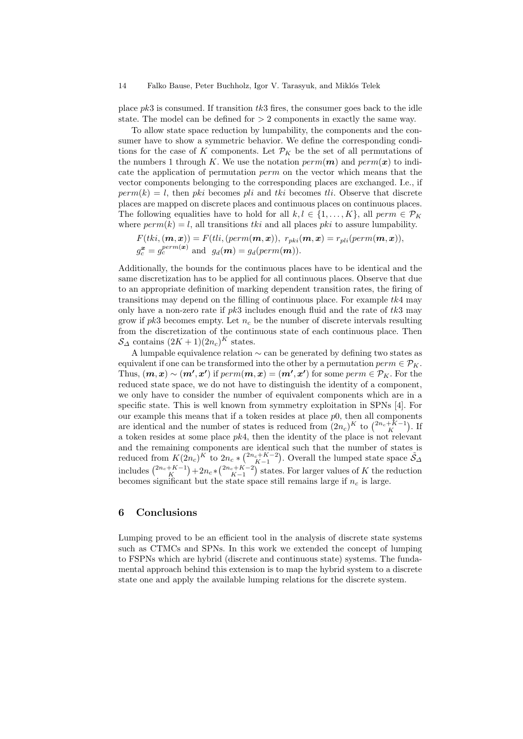place $pk3$ is consumed. If transition $tk3$ fires, the consumer goes back to the idle state. The model can be defined for $> 2$ components in exactly the same way.

To allow state space reduction by lumpability, the components and the consumer have to show a symmetric behavior. We define the corresponding conditions for the case of $K$ components. Let $\mathcal{P}_K$ be the set of all permutations of the numbers 1 through $K$. We use the notation $perm(\boldsymbol{m})$ and $perm(\boldsymbol{x})$ to indicate the application of permutation $perm$ on the vector which means that the vector components belonging to the corresponding places are exchanged. I.e., if $perm(k) = l$, then $pki$ becomes $pli$ and $tki$ becomes $tli$. Observe that discrete places are mapped on discrete places and continuous places on continuous places. The following equalities have to hold for all $k, l \in \{1, \ldots, K\}$, all $perm \in \mathcal{P}_K$ where $perm(k) = l$, all transitions $tki$ and all places $pki$ to assure lumpability.

$$F(tki, (\boldsymbol{m}, \boldsymbol{x})) = F(tli, (perm(\boldsymbol{m}, \boldsymbol{x})),\ r_{pki}(\boldsymbol{m}, \boldsymbol{x}) = r_{pli}(perm(\boldsymbol{m}, \boldsymbol{x})),$$
$$g_c^{\boldsymbol{x}} = g_c^{perm(\boldsymbol{x})} \text{ and } g_d(\boldsymbol{m}) = g_d(perm(\boldsymbol{m})).$$

Additionally, the bounds for the continuous places have to be identical and the same discretization has to be applied for all continuous places. Observe that due to an appropriate definition of marking dependent transition rates, the firing of transitions may depend on the filling of continuous place. For example $tk4$ may only have a non-zero rate if $pk3$ includes enough fluid and the rate of $tk3$ may grow if $pk3$ becomes empty. Let $n_c$ be the number of discrete intervals resulting from the discretization of the continuous state of each continuous place. Then $\mathcal{S}_\Delta$ contains $(2K + 1)(2n_c)^K$ states.

A lumpable equivalence relation $\sim$ can be generated by defining two states as equivalent if one can be transformed into the other by a permutation $perm \in \mathcal{P}_K$. Thus, $(\boldsymbol{m}, \boldsymbol{x}) \sim (\boldsymbol{m'}, \boldsymbol{x'})$ if $perm(\boldsymbol{m}, \boldsymbol{x}) = (\boldsymbol{m'}, \boldsymbol{x'})$ for some $perm \in \mathcal{P}_K$. For the reduced state space, we do not have to distinguish the identity of a component, we only have to consider the number of equivalent components which are in a specific state. This is well known from symmetry exploitation in SPNs [4]. For our example this means that if a token resides at place $p0$, then all components are identical and the number of states is reduced from $(2n_c)^K$ to $\binom{2n_c+K-1}{K}$. If a token resides at some place $pk4$, then the identity of the place is not relevant and the remaining components are identical such that the number of states is reduced from $K(2n_c)^K$ to $2n_c * \binom{2n_c+K-2}{K-1}$. Overall the lumped state space $\tilde{\mathcal{S}}_\Delta$ includes $\binom{2n_c+K-1}{K} + 2n_c * \binom{2n_c+K-2}{K-1}$ states. For larger values of $K$ the reduction becomes significant but the state space still remains large if $n_c$ is large.

## 6 Conclusions

Lumping proved to be an efficient tool in the analysis of discrete state systems such as CTMCs and SPNs. In this work we extended the concept of lumping to FSPNs which are hybrid (discrete and continuous state) systems. The fundamental approach behind this extension is to map the hybrid system to a discrete state one and apply the available lumping relations for the discrete system.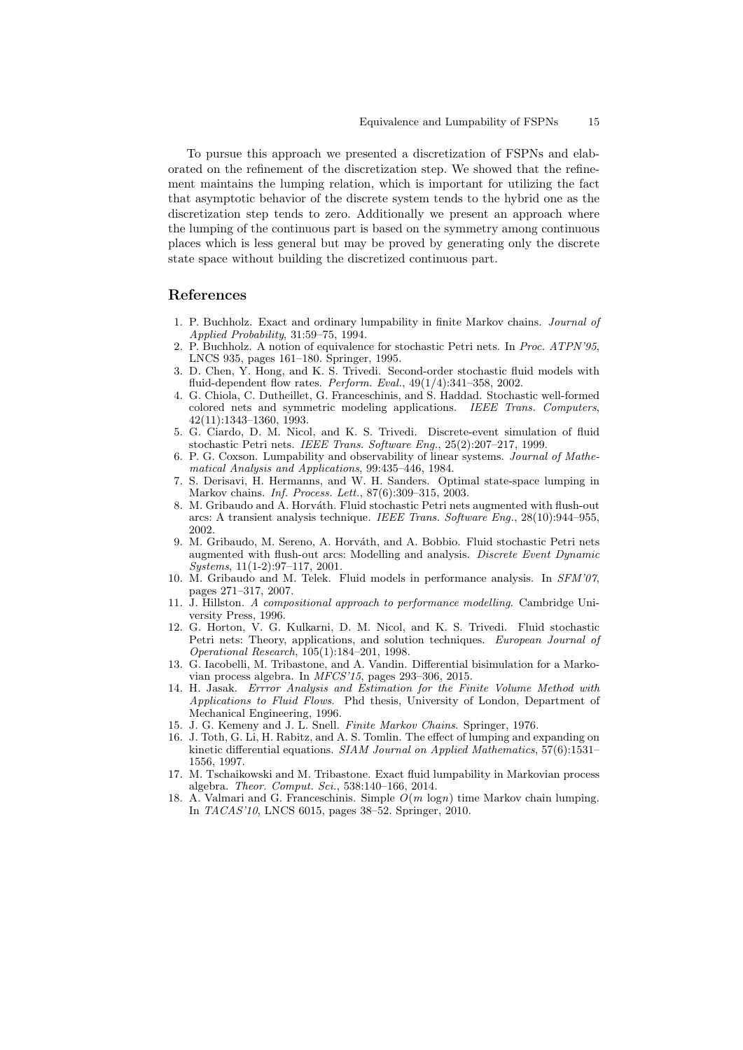To pursue this approach we presented a discretization of FSPNs and elaborated on the refinement of the discretization step. We showed that the refinement maintains the lumping relation, which is important for utilizing the fact that asymptotic behavior of the discrete system tends to the hybrid one as the discretization step tends to zero. Additionally we present an approach where the lumping of the continuous part is based on the symmetry among continuous places which is less general but may be proved by generating only the discrete state space without building the discretized continuous part.

## References

1. P. Buchholz. Exact and ordinary lumpability in finite Markov chains. *Journal of Applied Probability*, 31:59–75, 1994.
2. P. Buchholz. A notion of equivalence for stochastic Petri nets. In *Proc. ATPN'95*, LNCS 935, pages 161–180. Springer, 1995.
3. D. Chen, Y. Hong, and K. S. Trivedi. Second-order stochastic fluid models with fluid-dependent flow rates. *Perform. Eval.*, 49(1/4):341–358, 2002.
4. G. Chiola, C. Dutheillet, G. Franceschinis, and S. Haddad. Stochastic well-formed colored nets and symmetric modeling applications. *IEEE Trans. Computers*, 42(11):1343–1360, 1993.
5. G. Ciardo, D. M. Nicol, and K. S. Trivedi. Discrete-event simulation of fluid stochastic Petri nets. *IEEE Trans. Software Eng.*, 25(2):207–217, 1999.
6. P. G. Coxson. Lumpability and observability of linear systems. *Journal of Mathematical Analysis and Applications*, 99:435–446, 1984.
7. S. Derisavi, H. Hermanns, and W. H. Sanders. Optimal state-space lumping in Markov chains. *Inf. Process. Lett.*, 87(6):309–315, 2003.
8. M. Gribaudo and A. Horváth. Fluid stochastic Petri nets augmented with flush-out arcs: A transient analysis technique. *IEEE Trans. Software Eng.*, 28(10):944–955, 2002.
9. M. Gribaudo, M. Sereno, A. Horváth, and A. Bobbio. Fluid stochastic Petri nets augmented with flush-out arcs: Modelling and analysis. *Discrete Event Dynamic Systems*, 11(1-2):97–117, 2001.
10. M. Gribaudo and M. Telek. Fluid models in performance analysis. In *SFM'07*, pages 271–317, 2007.
11. J. Hillston. *A compositional approach to performance modelling*. Cambridge University Press, 1996.
12. G. Horton, V. G. Kulkarni, D. M. Nicol, and K. S. Trivedi. Fluid stochastic Petri nets: Theory, applications, and solution techniques. *European Journal of Operational Research*, 105(1):184–201, 1998.
13. G. Iacobelli, M. Tribastone, and A. Vandin. Differential bisimulation for a Markovian process algebra. In *MFCS'15*, pages 293–306, 2015.
14. H. Jasak. *Errror Analysis and Estimation for the Finite Volume Method with Applications to Fluid Flows*. Phd thesis, University of London, Department of Mechanical Engineering, 1996.
15. J. G. Kemeny and J. L. Snell. *Finite Markov Chains*. Springer, 1976.
16. J. Toth, G. Li, H. Rabitz, and A. S. Tomlin. The effect of lumping and expanding on kinetic differential equations. *SIAM Journal on Applied Mathematics*, 57(6):1531–1556, 1997.
17. M. Tschaikowski and M. Tribastone. Exact fluid lumpability in Markovian process algebra. *Theor. Comput. Sci.*, 538:140–166, 2014.
18. A. Valmari and G. Franceschinis. Simple $O(m \log n)$ time Markov chain lumping. In *TACAS'10*, LNCS 6015, pages 38–52. Springer, 2010.